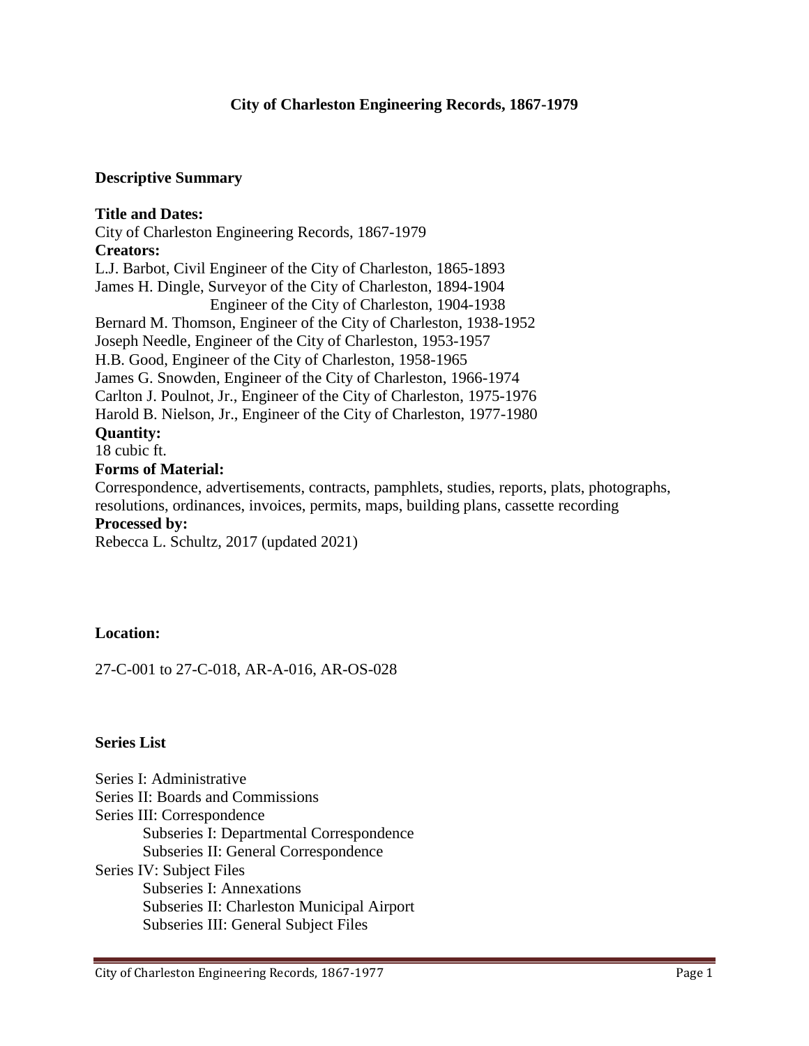# City of Charleston Engineering Records, 1867-1979

## Descriptive Summary

**Title and Dates:**
City of Charleston Engineering Records, 1867-1979

**Creators:**
L.J. Barbot, Civil Engineer of the City of Charleston, 1865-1893
James H. Dingle, Surveyor of the City of Charleston, 1894-1904
Engineer of the City of Charleston, 1904-1938
Bernard M. Thomson, Engineer of the City of Charleston, 1938-1952
Joseph Needle, Engineer of the City of Charleston, 1953-1957
H.B. Good, Engineer of the City of Charleston, 1958-1965
James G. Snowden, Engineer of the City of Charleston, 1966-1974
Carlton J. Poulnot, Jr., Engineer of the City of Charleston, 1975-1976
Harold B. Nielson, Jr., Engineer of the City of Charleston, 1977-1980

**Quantity:**
18 cubic ft.

**Forms of Material:**
Correspondence, advertisements, contracts, pamphlets, studies, reports, plats, photographs, resolutions, ordinances, invoices, permits, maps, building plans, cassette recording

**Processed by:**
Rebecca L. Schultz, 2017 (updated 2021)

**Location:**

27-C-001 to 27-C-018, AR-A-016, AR-OS-028

**Series List**

- Series I: Administrative
- Series II: Boards and Commissions
- Series III: Correspondence
  - Subseries I: Departmental Correspondence
  - Subseries II: General Correspondence
- Series IV: Subject Files
  - Subseries I: Annexations
  - Subseries II: Charleston Municipal Airport
  - Subseries III: General Subject Files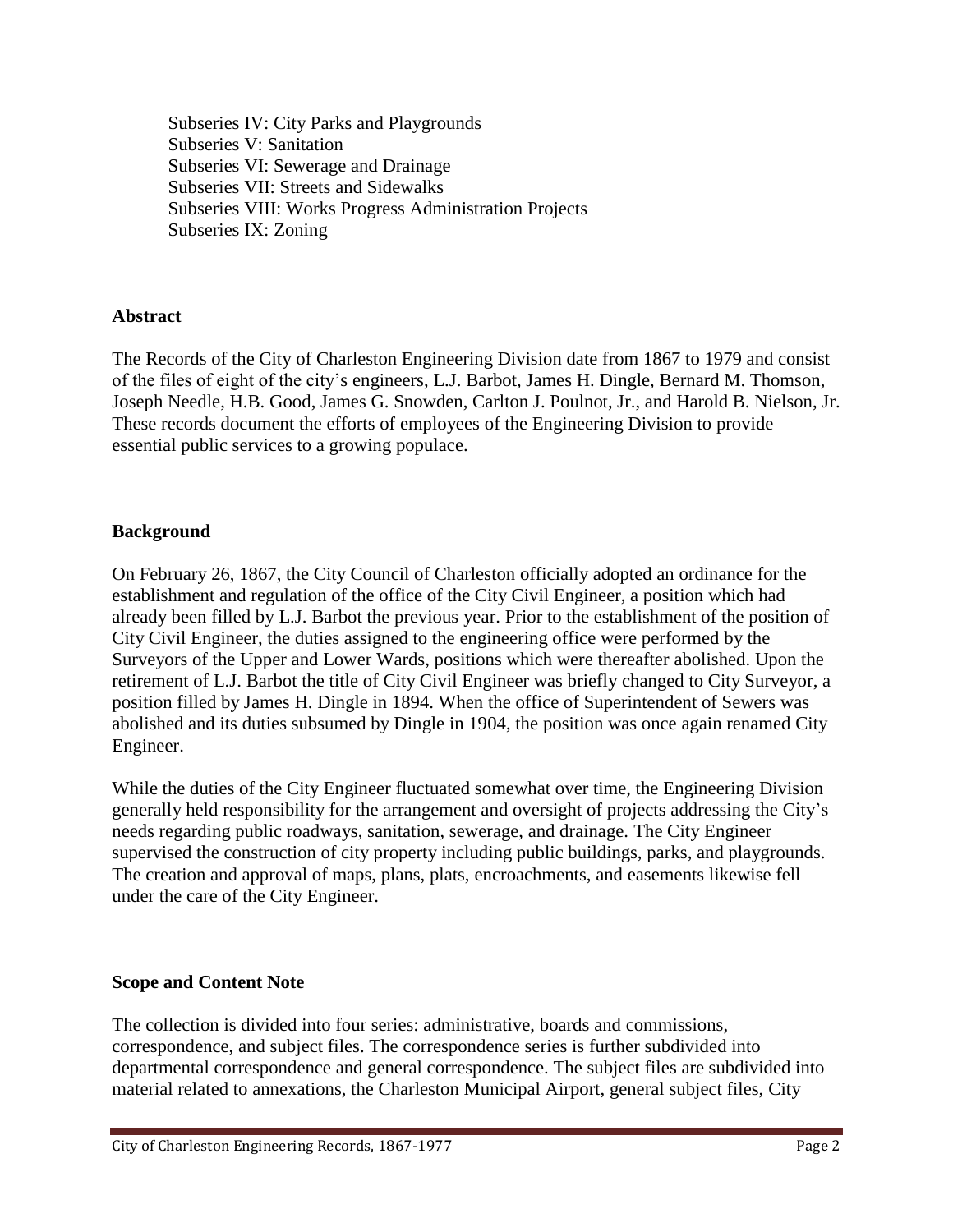Subseries IV: City Parks and Playgrounds
Subseries V: Sanitation
Subseries VI: Sewerage and Drainage
Subseries VII: Streets and Sidewalks
Subseries VIII: Works Progress Administration Projects
Subseries IX: Zoning

**Abstract**

The Records of the City of Charleston Engineering Division date from 1867 to 1979 and consist of the files of eight of the city's engineers, L.J. Barbot, James H. Dingle, Bernard M. Thomson, Joseph Needle, H.B. Good, James G. Snowden, Carlton J. Poulnot, Jr., and Harold B. Nielson, Jr. These records document the efforts of employees of the Engineering Division to provide essential public services to a growing populace.

**Background**

On February 26, 1867, the City Council of Charleston officially adopted an ordinance for the establishment and regulation of the office of the City Civil Engineer, a position which had already been filled by L.J. Barbot the previous year. Prior to the establishment of the position of City Civil Engineer, the duties assigned to the engineering office were performed by the Surveyors of the Upper and Lower Wards, positions which were thereafter abolished. Upon the retirement of L.J. Barbot the title of City Civil Engineer was briefly changed to City Surveyor, a position filled by James H. Dingle in 1894. When the office of Superintendent of Sewers was abolished and its duties subsumed by Dingle in 1904, the position was once again renamed City Engineer.

While the duties of the City Engineer fluctuated somewhat over time, the Engineering Division generally held responsibility for the arrangement and oversight of projects addressing the City's needs regarding public roadways, sanitation, sewerage, and drainage. The City Engineer supervised the construction of city property including public buildings, parks, and playgrounds. The creation and approval of maps, plans, plats, encroachments, and easements likewise fell under the care of the City Engineer.

**Scope and Content Note**

The collection is divided into four series: administrative, boards and commissions, correspondence, and subject files. The correspondence series is further subdivided into departmental correspondence and general correspondence. The subject files are subdivided into material related to annexations, the Charleston Municipal Airport, general subject files, City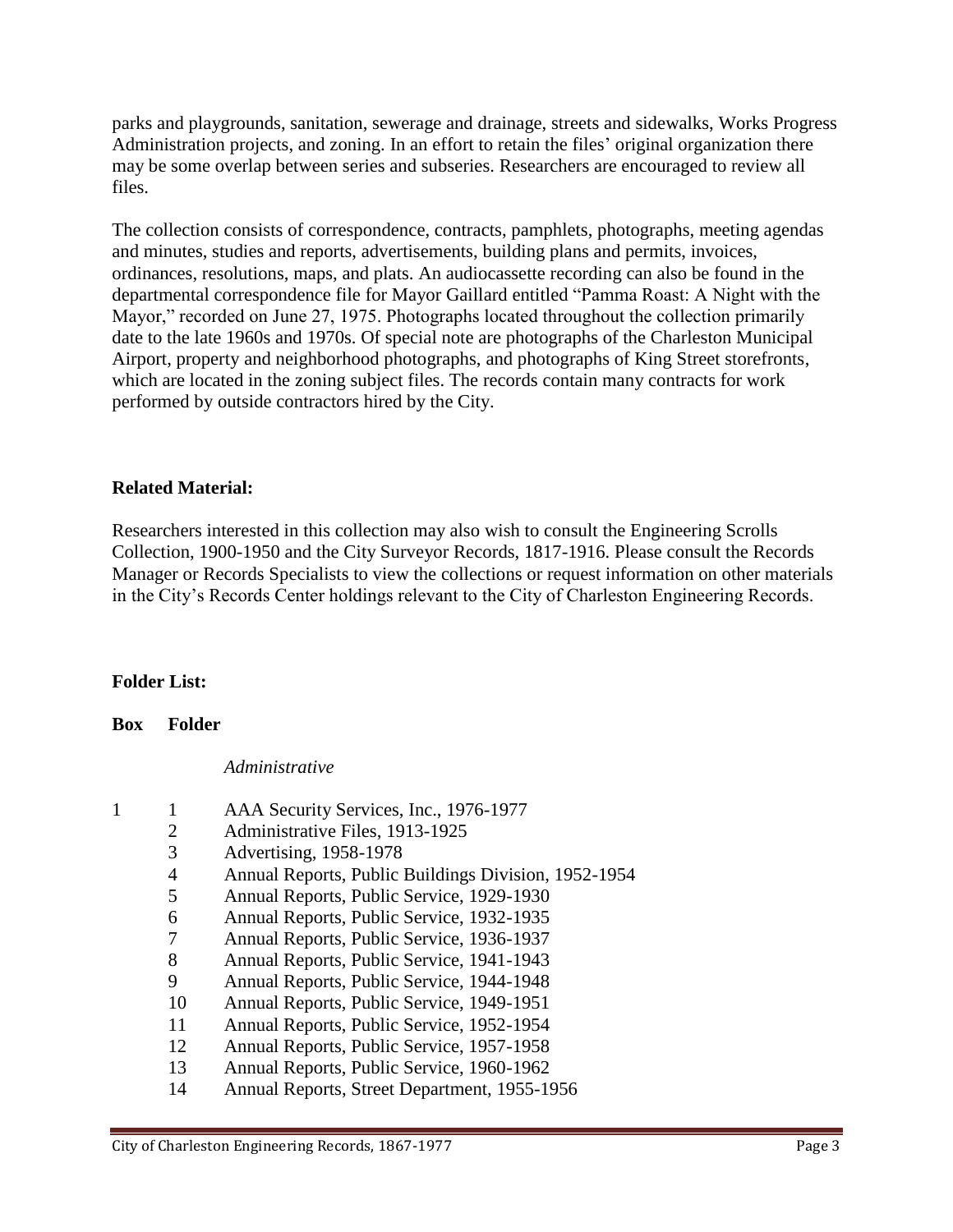parks and playgrounds, sanitation, sewerage and drainage, streets and sidewalks, Works Progress Administration projects, and zoning. In an effort to retain the files' original organization there may be some overlap between series and subseries. Researchers are encouraged to review all files.

The collection consists of correspondence, contracts, pamphlets, photographs, meeting agendas and minutes, studies and reports, advertisements, building plans and permits, invoices, ordinances, resolutions, maps, and plats. An audiocassette recording can also be found in the departmental correspondence file for Mayor Gaillard entitled "Pamma Roast: A Night with the Mayor," recorded on June 27, 1975. Photographs located throughout the collection primarily date to the late 1960s and 1970s. Of special note are photographs of the Charleston Municipal Airport, property and neighborhood photographs, and photographs of King Street storefronts, which are located in the zoning subject files. The records contain many contracts for work performed by outside contractors hired by the City.

**Related Material:**

Researchers interested in this collection may also wish to consult the Engineering Scrolls Collection, 1900-1950 and the City Surveyor Records, 1817-1916. Please consult the Records Manager or Records Specialists to view the collections or request information on other materials in the City's Records Center holdings relevant to the City of Charleston Engineering Records.

**Folder List:**

| **Box** | **Folder** | |
|---|---|---|
| | | *Administrative* |
| 1 | 1 | AAA Security Services, Inc., 1976-1977 |
| | 2 | Administrative Files, 1913-1925 |
| | 3 | Advertising, 1958-1978 |
| | 4 | Annual Reports, Public Buildings Division, 1952-1954 |
| | 5 | Annual Reports, Public Service, 1929-1930 |
| | 6 | Annual Reports, Public Service, 1932-1935 |
| | 7 | Annual Reports, Public Service, 1936-1937 |
| | 8 | Annual Reports, Public Service, 1941-1943 |
| | 9 | Annual Reports, Public Service, 1944-1948 |
| | 10 | Annual Reports, Public Service, 1949-1951 |
| | 11 | Annual Reports, Public Service, 1952-1954 |
| | 12 | Annual Reports, Public Service, 1957-1958 |
| | 13 | Annual Reports, Public Service, 1960-1962 |
| | 14 | Annual Reports, Street Department, 1955-1956 |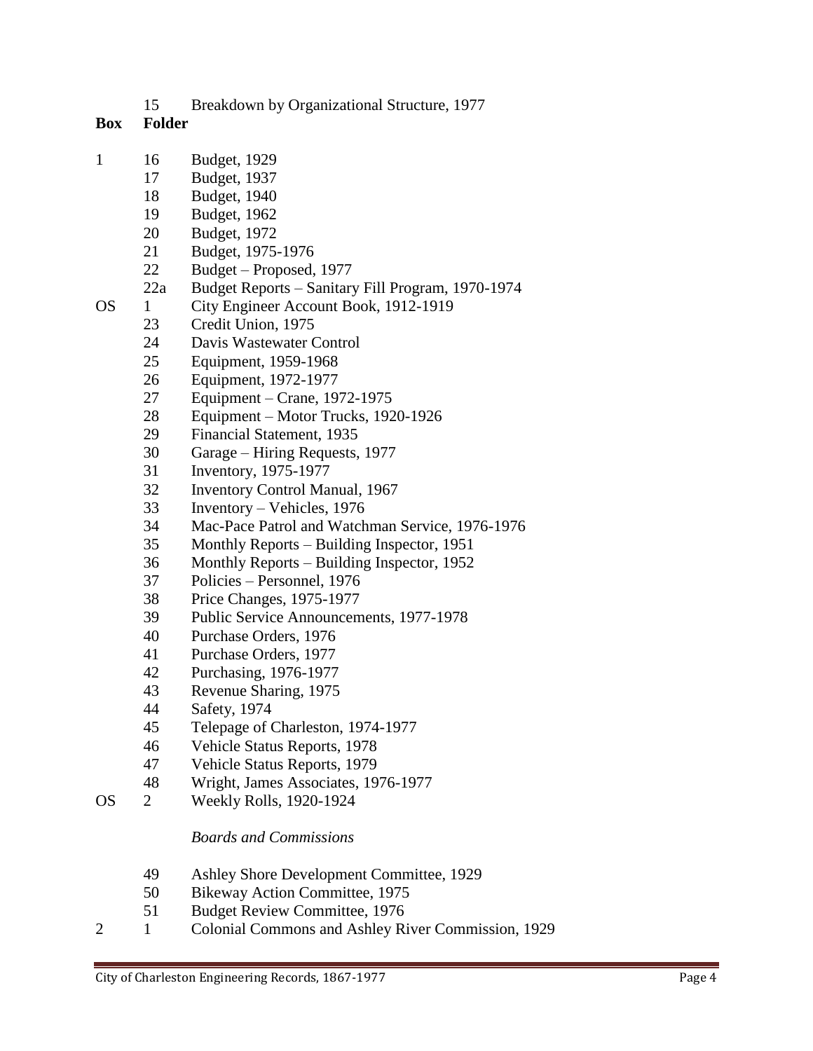| Box | Folder | |
|---|---|---|
| | 15 | Breakdown by Organizational Structure, 1977 |
| 1 | 16 | Budget, 1929 |
| | 17 | Budget, 1937 |
| | 18 | Budget, 1940 |
| | 19 | Budget, 1962 |
| | 20 | Budget, 1972 |
| | 21 | Budget, 1975-1976 |
| | 22 | Budget – Proposed, 1977 |
| | 22a | Budget Reports – Sanitary Fill Program, 1970-1974 |
| OS | 1 | City Engineer Account Book, 1912-1919 |
| | 23 | Credit Union, 1975 |
| | 24 | Davis Wastewater Control |
| | 25 | Equipment, 1959-1968 |
| | 26 | Equipment, 1972-1977 |
| | 27 | Equipment – Crane, 1972-1975 |
| | 28 | Equipment – Motor Trucks, 1920-1926 |
| | 29 | Financial Statement, 1935 |
| | 30 | Garage – Hiring Requests, 1977 |
| | 31 | Inventory, 1975-1977 |
| | 32 | Inventory Control Manual, 1967 |
| | 33 | Inventory – Vehicles, 1976 |
| | 34 | Mac-Pace Patrol and Watchman Service, 1976-1976 |
| | 35 | Monthly Reports – Building Inspector, 1951 |
| | 36 | Monthly Reports – Building Inspector, 1952 |
| | 37 | Policies – Personnel, 1976 |
| | 38 | Price Changes, 1975-1977 |
| | 39 | Public Service Announcements, 1977-1978 |
| | 40 | Purchase Orders, 1976 |
| | 41 | Purchase Orders, 1977 |
| | 42 | Purchasing, 1976-1977 |
| | 43 | Revenue Sharing, 1975 |
| | 44 | Safety, 1974 |
| | 45 | Telepage of Charleston, 1974-1977 |
| | 46 | Vehicle Status Reports, 1978 |
| | 47 | Vehicle Status Reports, 1979 |
| | 48 | Wright, James Associates, 1976-1977 |
| OS | 2 | Weekly Rolls, 1920-1924 |
| | | *Boards and Commissions* |
| | 49 | Ashley Shore Development Committee, 1929 |
| | 50 | Bikeway Action Committee, 1975 |
| | 51 | Budget Review Committee, 1976 |
| 2 | 1 | Colonial Commons and Ashley River Commission, 1929 |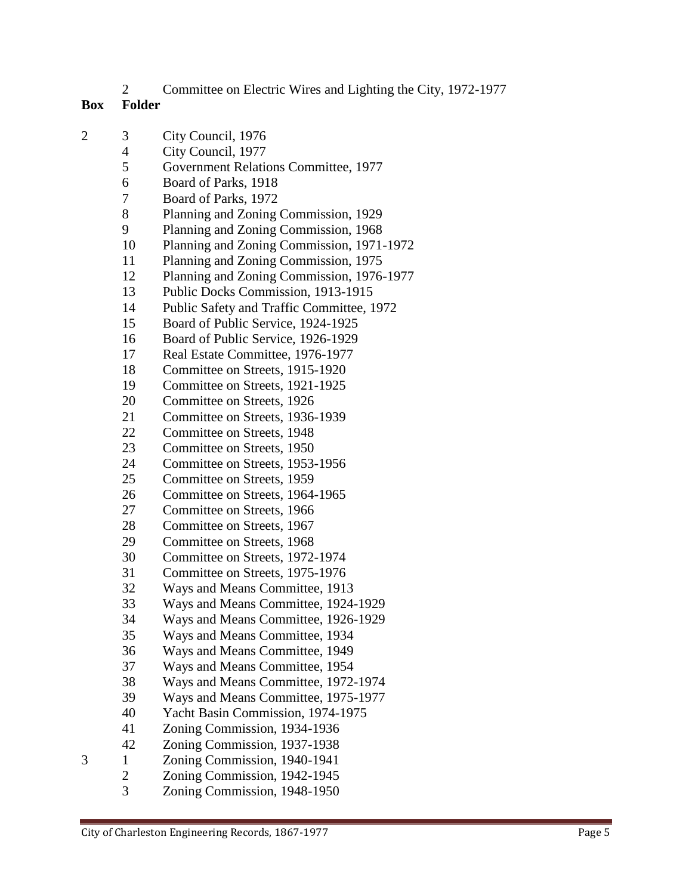|  | 2 | Committee on Electric Wires and Lighting the City, 1972-1977 |
| --- | --- | --- |
| **Box** | **Folder** | |
| 2 | 3 | City Council, 1976 |
| | 4 | City Council, 1977 |
| | 5 | Government Relations Committee, 1977 |
| | 6 | Board of Parks, 1918 |
| | 7 | Board of Parks, 1972 |
| | 8 | Planning and Zoning Commission, 1929 |
| | 9 | Planning and Zoning Commission, 1968 |
| | 10 | Planning and Zoning Commission, 1971-1972 |
| | 11 | Planning and Zoning Commission, 1975 |
| | 12 | Planning and Zoning Commission, 1976-1977 |
| | 13 | Public Docks Commission, 1913-1915 |
| | 14 | Public Safety and Traffic Committee, 1972 |
| | 15 | Board of Public Service, 1924-1925 |
| | 16 | Board of Public Service, 1926-1929 |
| | 17 | Real Estate Committee, 1976-1977 |
| | 18 | Committee on Streets, 1915-1920 |
| | 19 | Committee on Streets, 1921-1925 |
| | 20 | Committee on Streets, 1926 |
| | 21 | Committee on Streets, 1936-1939 |
| | 22 | Committee on Streets, 1948 |
| | 23 | Committee on Streets, 1950 |
| | 24 | Committee on Streets, 1953-1956 |
| | 25 | Committee on Streets, 1959 |
| | 26 | Committee on Streets, 1964-1965 |
| | 27 | Committee on Streets, 1966 |
| | 28 | Committee on Streets, 1967 |
| | 29 | Committee on Streets, 1968 |
| | 30 | Committee on Streets, 1972-1974 |
| | 31 | Committee on Streets, 1975-1976 |
| | 32 | Ways and Means Committee, 1913 |
| | 33 | Ways and Means Committee, 1924-1929 |
| | 34 | Ways and Means Committee, 1926-1929 |
| | 35 | Ways and Means Committee, 1934 |
| | 36 | Ways and Means Committee, 1949 |
| | 37 | Ways and Means Committee, 1954 |
| | 38 | Ways and Means Committee, 1972-1974 |
| | 39 | Ways and Means Committee, 1975-1977 |
| | 40 | Yacht Basin Commission, 1974-1975 |
| | 41 | Zoning Commission, 1934-1936 |
| | 42 | Zoning Commission, 1937-1938 |
| 3 | 1 | Zoning Commission, 1940-1941 |
| | 2 | Zoning Commission, 1942-1945 |
| | 3 | Zoning Commission, 1948-1950 |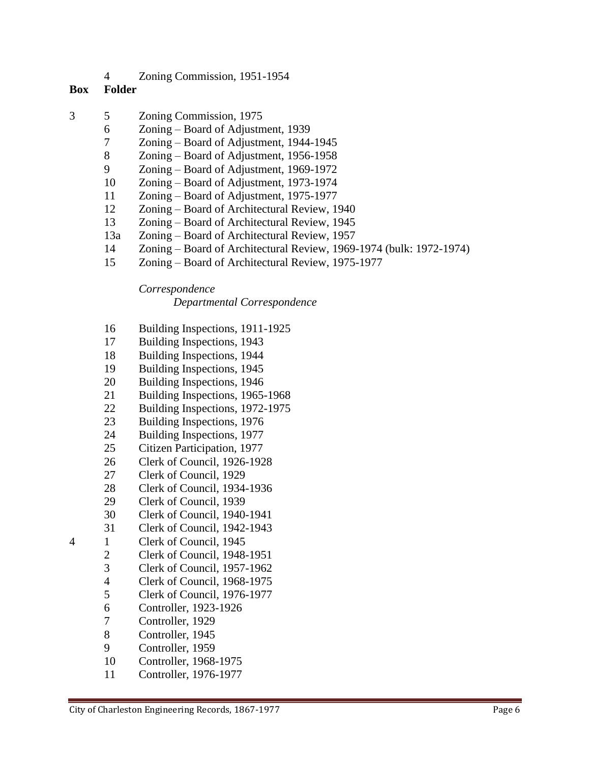| | 4 | Zoning Commission, 1951-1954 |
|---|---|---|
| **Box** | **Folder** | |
| 3 | 5 | Zoning Commission, 1975 |
| | 6 | Zoning – Board of Adjustment, 1939 |
| | 7 | Zoning – Board of Adjustment, 1944-1945 |
| | 8 | Zoning – Board of Adjustment, 1956-1958 |
| | 9 | Zoning – Board of Adjustment, 1969-1972 |
| | 10 | Zoning – Board of Adjustment, 1973-1974 |
| | 11 | Zoning – Board of Adjustment, 1975-1977 |
| | 12 | Zoning – Board of Architectural Review, 1940 |
| | 13 | Zoning – Board of Architectural Review, 1945 |
| | 13a | Zoning – Board of Architectural Review, 1957 |
| | 14 | Zoning – Board of Architectural Review, 1969-1974 (bulk: 1972-1974) |
| | 15 | Zoning – Board of Architectural Review, 1975-1977 |

*Correspondence*

*Departmental Correspondence*

| | | |
|---|---|---|
| | 16 | Building Inspections, 1911-1925 |
| | 17 | Building Inspections, 1943 |
| | 18 | Building Inspections, 1944 |
| | 19 | Building Inspections, 1945 |
| | 20 | Building Inspections, 1946 |
| | 21 | Building Inspections, 1965-1968 |
| | 22 | Building Inspections, 1972-1975 |
| | 23 | Building Inspections, 1976 |
| | 24 | Building Inspections, 1977 |
| | 25 | Citizen Participation, 1977 |
| | 26 | Clerk of Council, 1926-1928 |
| | 27 | Clerk of Council, 1929 |
| | 28 | Clerk of Council, 1934-1936 |
| | 29 | Clerk of Council, 1939 |
| | 30 | Clerk of Council, 1940-1941 |
| | 31 | Clerk of Council, 1942-1943 |
| 4 | 1 | Clerk of Council, 1945 |
| | 2 | Clerk of Council, 1948-1951 |
| | 3 | Clerk of Council, 1957-1962 |
| | 4 | Clerk of Council, 1968-1975 |
| | 5 | Clerk of Council, 1976-1977 |
| | 6 | Controller, 1923-1926 |
| | 7 | Controller, 1929 |
| | 8 | Controller, 1945 |
| | 9 | Controller, 1959 |
| | 10 | Controller, 1968-1975 |
| | 11 | Controller, 1976-1977 |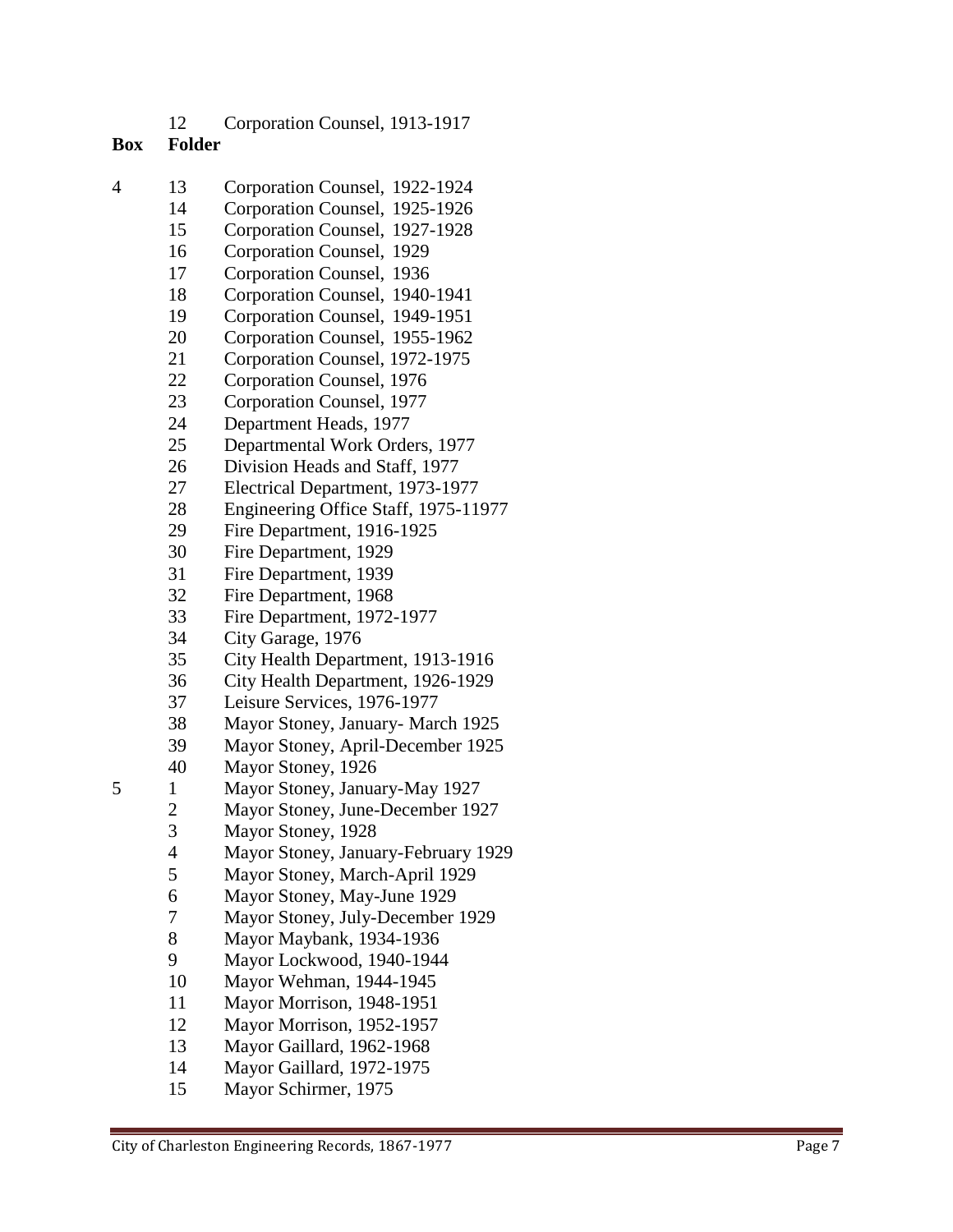|  | 12 | Corporation Counsel, 1913-1917 |
|---|---|---|
| **Box** | **Folder** |  |
| 4 | 13 | Corporation Counsel, 1922-1924 |
|  | 14 | Corporation Counsel, 1925-1926 |
|  | 15 | Corporation Counsel, 1927-1928 |
|  | 16 | Corporation Counsel, 1929 |
|  | 17 | Corporation Counsel, 1936 |
|  | 18 | Corporation Counsel, 1940-1941 |
|  | 19 | Corporation Counsel, 1949-1951 |
|  | 20 | Corporation Counsel, 1955-1962 |
|  | 21 | Corporation Counsel, 1972-1975 |
|  | 22 | Corporation Counsel, 1976 |
|  | 23 | Corporation Counsel, 1977 |
|  | 24 | Department Heads, 1977 |
|  | 25 | Departmental Work Orders, 1977 |
|  | 26 | Division Heads and Staff, 1977 |
|  | 27 | Electrical Department, 1973-1977 |
|  | 28 | Engineering Office Staff, 1975-11977 |
|  | 29 | Fire Department, 1916-1925 |
|  | 30 | Fire Department, 1929 |
|  | 31 | Fire Department, 1939 |
|  | 32 | Fire Department, 1968 |
|  | 33 | Fire Department, 1972-1977 |
|  | 34 | City Garage, 1976 |
|  | 35 | City Health Department, 1913-1916 |
|  | 36 | City Health Department, 1926-1929 |
|  | 37 | Leisure Services, 1976-1977 |
|  | 38 | Mayor Stoney, January- March 1925 |
|  | 39 | Mayor Stoney, April-December 1925 |
|  | 40 | Mayor Stoney, 1926 |
| 5 | 1 | Mayor Stoney, January-May 1927 |
|  | 2 | Mayor Stoney, June-December 1927 |
|  | 3 | Mayor Stoney, 1928 |
|  | 4 | Mayor Stoney, January-February 1929 |
|  | 5 | Mayor Stoney, March-April 1929 |
|  | 6 | Mayor Stoney, May-June 1929 |
|  | 7 | Mayor Stoney, July-December 1929 |
|  | 8 | Mayor Maybank, 1934-1936 |
|  | 9 | Mayor Lockwood, 1940-1944 |
|  | 10 | Mayor Wehman, 1944-1945 |
|  | 11 | Mayor Morrison, 1948-1951 |
|  | 12 | Mayor Morrison, 1952-1957 |
|  | 13 | Mayor Gaillard, 1962-1968 |
|  | 14 | Mayor Gaillard, 1972-1975 |
|  | 15 | Mayor Schirmer, 1975 |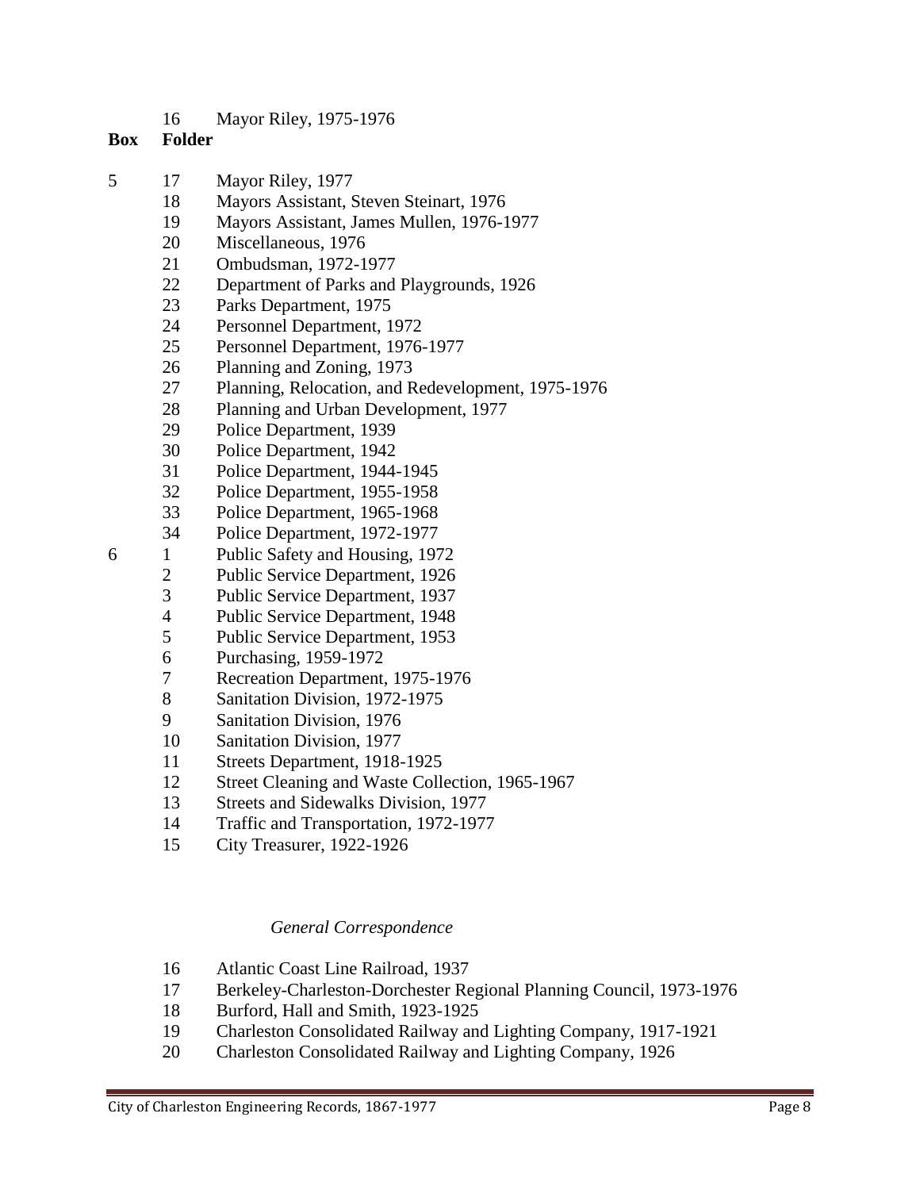|  | 16 | Mayor Riley, 1975-1976 |
| --- | --- | --- |
| **Box** | **Folder** |  |
| 5 | 17 | Mayor Riley, 1977 |
|  | 18 | Mayors Assistant, Steven Steinart, 1976 |
|  | 19 | Mayors Assistant, James Mullen, 1976-1977 |
|  | 20 | Miscellaneous, 1976 |
|  | 21 | Ombudsman, 1972-1977 |
|  | 22 | Department of Parks and Playgrounds, 1926 |
|  | 23 | Parks Department, 1975 |
|  | 24 | Personnel Department, 1972 |
|  | 25 | Personnel Department, 1976-1977 |
|  | 26 | Planning and Zoning, 1973 |
|  | 27 | Planning, Relocation, and Redevelopment, 1975-1976 |
|  | 28 | Planning and Urban Development, 1977 |
|  | 29 | Police Department, 1939 |
|  | 30 | Police Department, 1942 |
|  | 31 | Police Department, 1944-1945 |
|  | 32 | Police Department, 1955-1958 |
|  | 33 | Police Department, 1965-1968 |
|  | 34 | Police Department, 1972-1977 |
| 6 | 1 | Public Safety and Housing, 1972 |
|  | 2 | Public Service Department, 1926 |
|  | 3 | Public Service Department, 1937 |
|  | 4 | Public Service Department, 1948 |
|  | 5 | Public Service Department, 1953 |
|  | 6 | Purchasing, 1959-1972 |
|  | 7 | Recreation Department, 1975-1976 |
|  | 8 | Sanitation Division, 1972-1975 |
|  | 9 | Sanitation Division, 1976 |
|  | 10 | Sanitation Division, 1977 |
|  | 11 | Streets Department, 1918-1925 |
|  | 12 | Street Cleaning and Waste Collection, 1965-1967 |
|  | 13 | Streets and Sidewalks Division, 1977 |
|  | 14 | Traffic and Transportation, 1972-1977 |
|  | 15 | City Treasurer, 1922-1926 |

*General Correspondence*

|  | 16 | Atlantic Coast Line Railroad, 1937 |
| --- | --- | --- |
|  | 17 | Berkeley-Charleston-Dorchester Regional Planning Council, 1973-1976 |
|  | 18 | Burford, Hall and Smith, 1923-1925 |
|  | 19 | Charleston Consolidated Railway and Lighting Company, 1917-1921 |
|  | 20 | Charleston Consolidated Railway and Lighting Company, 1926 |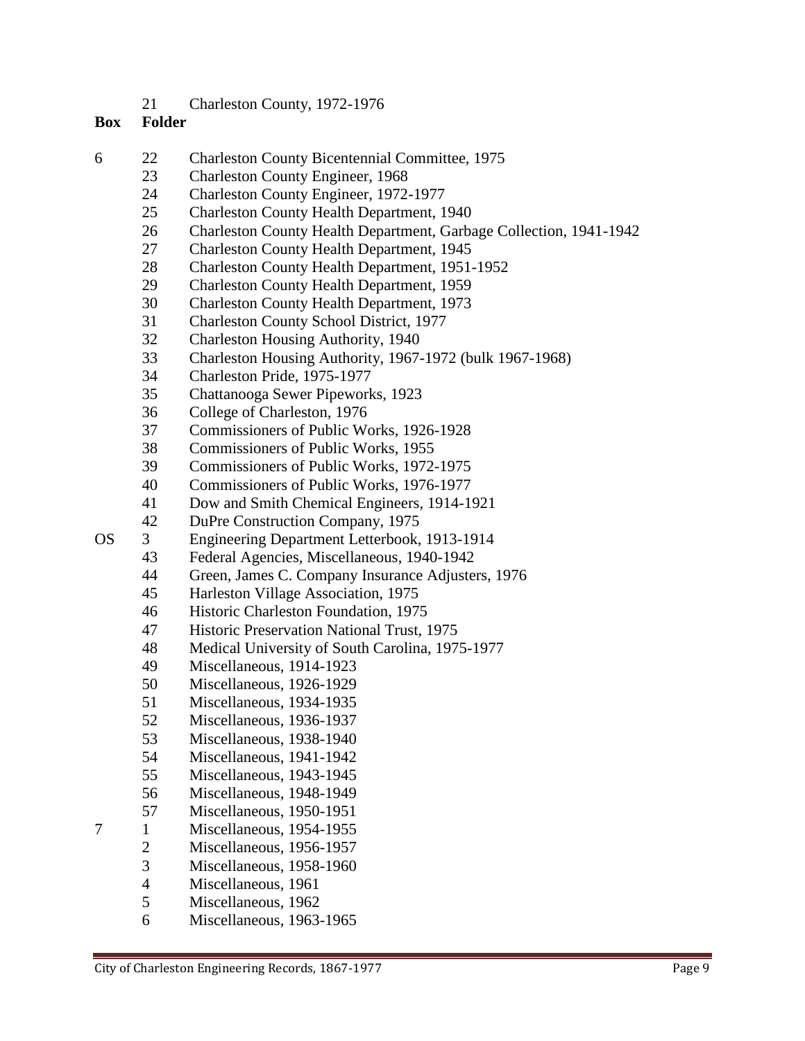| Box | Folder | |
|---|---|---|
| | 21 | Charleston County, 1972-1976 |

| Box | Folder | |
|---|---|---|
| 6 | 22 | Charleston County Bicentennial Committee, 1975 |
| | 23 | Charleston County Engineer, 1968 |
| | 24 | Charleston County Engineer, 1972-1977 |
| | 25 | Charleston County Health Department, 1940 |
| | 26 | Charleston County Health Department, Garbage Collection, 1941-1942 |
| | 27 | Charleston County Health Department, 1945 |
| | 28 | Charleston County Health Department, 1951-1952 |
| | 29 | Charleston County Health Department, 1959 |
| | 30 | Charleston County Health Department, 1973 |
| | 31 | Charleston County School District, 1977 |
| | 32 | Charleston Housing Authority, 1940 |
| | 33 | Charleston Housing Authority, 1967-1972 (bulk 1967-1968) |
| | 34 | Charleston Pride, 1975-1977 |
| | 35 | Chattanooga Sewer Pipeworks, 1923 |
| | 36 | College of Charleston, 1976 |
| | 37 | Commissioners of Public Works, 1926-1928 |
| | 38 | Commissioners of Public Works, 1955 |
| | 39 | Commissioners of Public Works, 1972-1975 |
| | 40 | Commissioners of Public Works, 1976-1977 |
| | 41 | Dow and Smith Chemical Engineers, 1914-1921 |
| | 42 | DuPre Construction Company, 1975 |
| OS | 3 | Engineering Department Letterbook, 1913-1914 |
| | 43 | Federal Agencies, Miscellaneous, 1940-1942 |
| | 44 | Green, James C. Company Insurance Adjusters, 1976 |
| | 45 | Harleston Village Association, 1975 |
| | 46 | Historic Charleston Foundation, 1975 |
| | 47 | Historic Preservation National Trust, 1975 |
| | 48 | Medical University of South Carolina, 1975-1977 |
| | 49 | Miscellaneous, 1914-1923 |
| | 50 | Miscellaneous, 1926-1929 |
| | 51 | Miscellaneous, 1934-1935 |
| | 52 | Miscellaneous, 1936-1937 |
| | 53 | Miscellaneous, 1938-1940 |
| | 54 | Miscellaneous, 1941-1942 |
| | 55 | Miscellaneous, 1943-1945 |
| | 56 | Miscellaneous, 1948-1949 |
| | 57 | Miscellaneous, 1950-1951 |
| 7 | 1 | Miscellaneous, 1954-1955 |
| | 2 | Miscellaneous, 1956-1957 |
| | 3 | Miscellaneous, 1958-1960 |
| | 4 | Miscellaneous, 1961 |
| | 5 | Miscellaneous, 1962 |
| | 6 | Miscellaneous, 1963-1965 |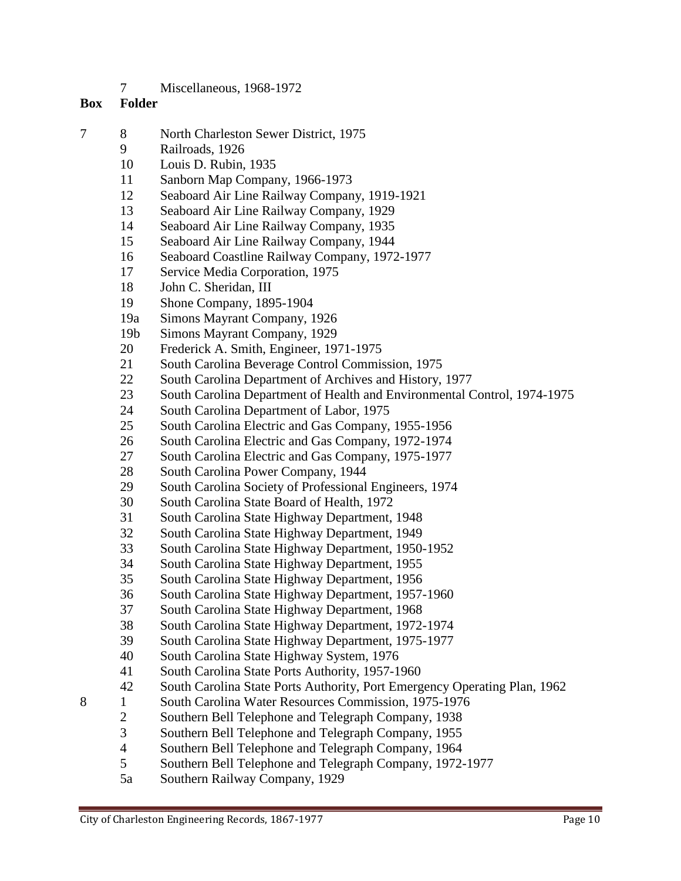|  | 7 | Miscellaneous, 1968-1972 |
|---|---|---|
| **Box** | **Folder** |  |
| 7 | 8 | North Charleston Sewer District, 1975 |
|  | 9 | Railroads, 1926 |
|  | 10 | Louis D. Rubin, 1935 |
|  | 11 | Sanborn Map Company, 1966-1973 |
|  | 12 | Seaboard Air Line Railway Company, 1919-1921 |
|  | 13 | Seaboard Air Line Railway Company, 1929 |
|  | 14 | Seaboard Air Line Railway Company, 1935 |
|  | 15 | Seaboard Air Line Railway Company, 1944 |
|  | 16 | Seaboard Coastline Railway Company, 1972-1977 |
|  | 17 | Service Media Corporation, 1975 |
|  | 18 | John C. Sheridan, III |
|  | 19 | Shone Company, 1895-1904 |
|  | 19a | Simons Mayrant Company, 1926 |
|  | 19b | Simons Mayrant Company, 1929 |
|  | 20 | Frederick A. Smith, Engineer, 1971-1975 |
|  | 21 | South Carolina Beverage Control Commission, 1975 |
|  | 22 | South Carolina Department of Archives and History, 1977 |
|  | 23 | South Carolina Department of Health and Environmental Control, 1974-1975 |
|  | 24 | South Carolina Department of Labor, 1975 |
|  | 25 | South Carolina Electric and Gas Company, 1955-1956 |
|  | 26 | South Carolina Electric and Gas Company, 1972-1974 |
|  | 27 | South Carolina Electric and Gas Company, 1975-1977 |
|  | 28 | South Carolina Power Company, 1944 |
|  | 29 | South Carolina Society of Professional Engineers, 1974 |
|  | 30 | South Carolina State Board of Health, 1972 |
|  | 31 | South Carolina State Highway Department, 1948 |
|  | 32 | South Carolina State Highway Department, 1949 |
|  | 33 | South Carolina State Highway Department, 1950-1952 |
|  | 34 | South Carolina State Highway Department, 1955 |
|  | 35 | South Carolina State Highway Department, 1956 |
|  | 36 | South Carolina State Highway Department, 1957-1960 |
|  | 37 | South Carolina State Highway Department, 1968 |
|  | 38 | South Carolina State Highway Department, 1972-1974 |
|  | 39 | South Carolina State Highway Department, 1975-1977 |
|  | 40 | South Carolina State Highway System, 1976 |
|  | 41 | South Carolina State Ports Authority, 1957-1960 |
|  | 42 | South Carolina State Ports Authority, Port Emergency Operating Plan, 1962 |
| 8 | 1 | South Carolina Water Resources Commission, 1975-1976 |
|  | 2 | Southern Bell Telephone and Telegraph Company, 1938 |
|  | 3 | Southern Bell Telephone and Telegraph Company, 1955 |
|  | 4 | Southern Bell Telephone and Telegraph Company, 1964 |
|  | 5 | Southern Bell Telephone and Telegraph Company, 1972-1977 |
|  | 5a | Southern Railway Company, 1929 |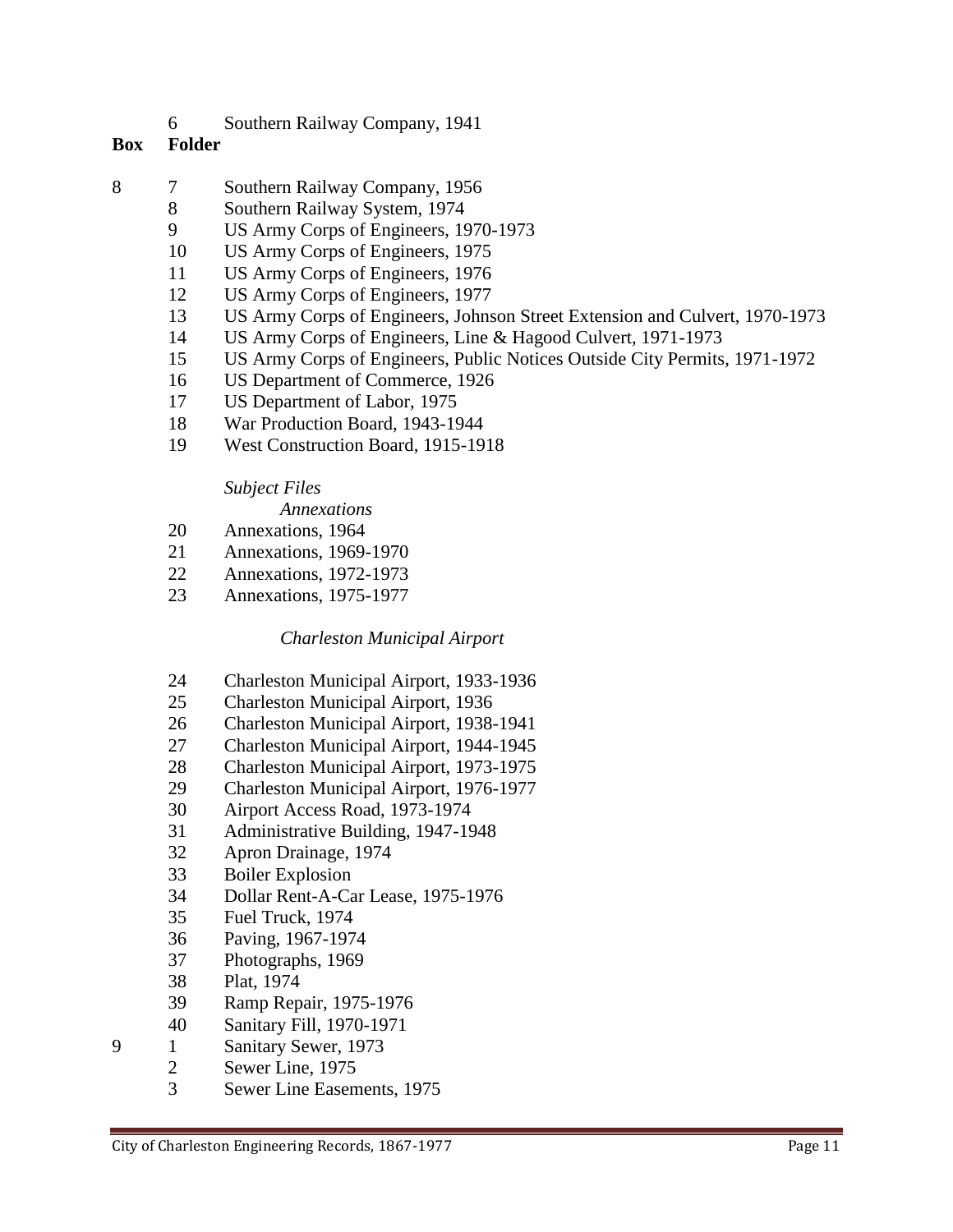|  | 6 | Southern Railway Company, 1941 |
| --- | --- | --- |
| **Box** | **Folder** |  |
| 8 | 7 | Southern Railway Company, 1956 |
|  | 8 | Southern Railway System, 1974 |
|  | 9 | US Army Corps of Engineers, 1970-1973 |
|  | 10 | US Army Corps of Engineers, 1975 |
|  | 11 | US Army Corps of Engineers, 1976 |
|  | 12 | US Army Corps of Engineers, 1977 |
|  | 13 | US Army Corps of Engineers, Johnson Street Extension and Culvert, 1970-1973 |
|  | 14 | US Army Corps of Engineers, Line & Hagood Culvert, 1971-1973 |
|  | 15 | US Army Corps of Engineers, Public Notices Outside City Permits, 1971-1972 |
|  | 16 | US Department of Commerce, 1926 |
|  | 17 | US Department of Labor, 1975 |
|  | 18 | War Production Board, 1943-1944 |
|  | 19 | West Construction Board, 1915-1918 |
|  |  | *Subject Files* |
|  |  | *Annexations* |
|  | 20 | Annexations, 1964 |
|  | 21 | Annexations, 1969-1970 |
|  | 22 | Annexations, 1972-1973 |
|  | 23 | Annexations, 1975-1977 |
|  |  | *Charleston Municipal Airport* |
|  | 24 | Charleston Municipal Airport, 1933-1936 |
|  | 25 | Charleston Municipal Airport, 1936 |
|  | 26 | Charleston Municipal Airport, 1938-1941 |
|  | 27 | Charleston Municipal Airport, 1944-1945 |
|  | 28 | Charleston Municipal Airport, 1973-1975 |
|  | 29 | Charleston Municipal Airport, 1976-1977 |
|  | 30 | Airport Access Road, 1973-1974 |
|  | 31 | Administrative Building, 1947-1948 |
|  | 32 | Apron Drainage, 1974 |
|  | 33 | Boiler Explosion |
|  | 34 | Dollar Rent-A-Car Lease, 1975-1976 |
|  | 35 | Fuel Truck, 1974 |
|  | 36 | Paving, 1967-1974 |
|  | 37 | Photographs, 1969 |
|  | 38 | Plat, 1974 |
|  | 39 | Ramp Repair, 1975-1976 |
|  | 40 | Sanitary Fill, 1970-1971 |
| 9 | 1 | Sanitary Sewer, 1973 |
|  | 2 | Sewer Line, 1975 |
|  | 3 | Sewer Line Easements, 1975 |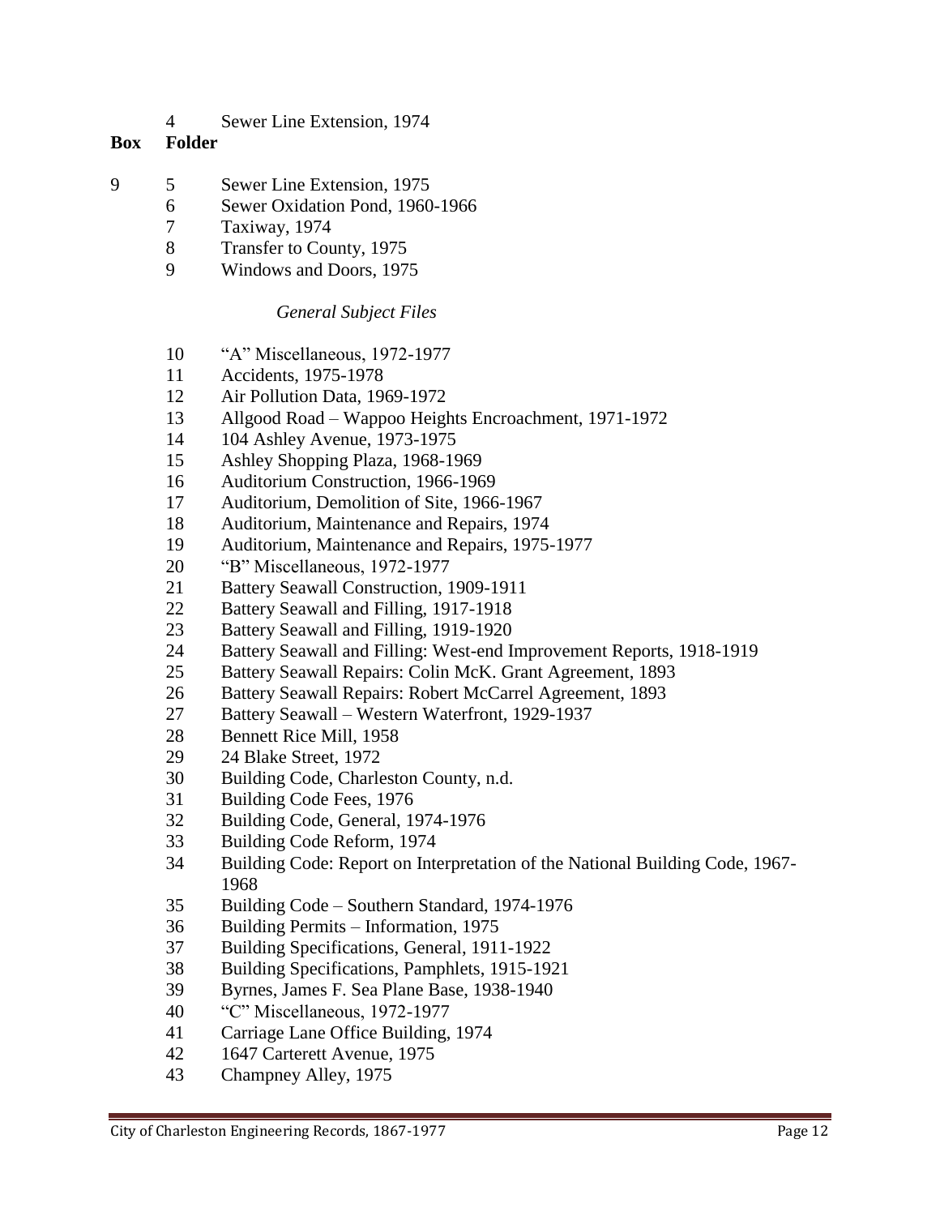| | | |
|---|---|---|
| | 4 | Sewer Line Extension, 1974 |

| Box | Folder | |
|---|---|---|
| 9 | 5 | Sewer Line Extension, 1975 |
| | 6 | Sewer Oxidation Pond, 1960-1966 |
| | 7 | Taxiway, 1974 |
| | 8 | Transfer to County, 1975 |
| | 9 | Windows and Doors, 1975 |
| | | *General Subject Files* |
| | 10 | "A" Miscellaneous, 1972-1977 |
| | 11 | Accidents, 1975-1978 |
| | 12 | Air Pollution Data, 1969-1972 |
| | 13 | Allgood Road – Wappoo Heights Encroachment, 1971-1972 |
| | 14 | 104 Ashley Avenue, 1973-1975 |
| | 15 | Ashley Shopping Plaza, 1968-1969 |
| | 16 | Auditorium Construction, 1966-1969 |
| | 17 | Auditorium, Demolition of Site, 1966-1967 |
| | 18 | Auditorium, Maintenance and Repairs, 1974 |
| | 19 | Auditorium, Maintenance and Repairs, 1975-1977 |
| | 20 | "B" Miscellaneous, 1972-1977 |
| | 21 | Battery Seawall Construction, 1909-1911 |
| | 22 | Battery Seawall and Filling, 1917-1918 |
| | 23 | Battery Seawall and Filling, 1919-1920 |
| | 24 | Battery Seawall and Filling: West-end Improvement Reports, 1918-1919 |
| | 25 | Battery Seawall Repairs: Colin McK. Grant Agreement, 1893 |
| | 26 | Battery Seawall Repairs: Robert McCarrel Agreement, 1893 |
| | 27 | Battery Seawall – Western Waterfront, 1929-1937 |
| | 28 | Bennett Rice Mill, 1958 |
| | 29 | 24 Blake Street, 1972 |
| | 30 | Building Code, Charleston County, n.d. |
| | 31 | Building Code Fees, 1976 |
| | 32 | Building Code, General, 1974-1976 |
| | 33 | Building Code Reform, 1974 |
| | 34 | Building Code: Report on Interpretation of the National Building Code, 1967-1968 |
| | 35 | Building Code – Southern Standard, 1974-1976 |
| | 36 | Building Permits – Information, 1975 |
| | 37 | Building Specifications, General, 1911-1922 |
| | 38 | Building Specifications, Pamphlets, 1915-1921 |
| | 39 | Byrnes, James F. Sea Plane Base, 1938-1940 |
| | 40 | "C" Miscellaneous, 1972-1977 |
| | 41 | Carriage Lane Office Building, 1974 |
| | 42 | 1647 Carterett Avenue, 1975 |
| | 43 | Champney Alley, 1975 |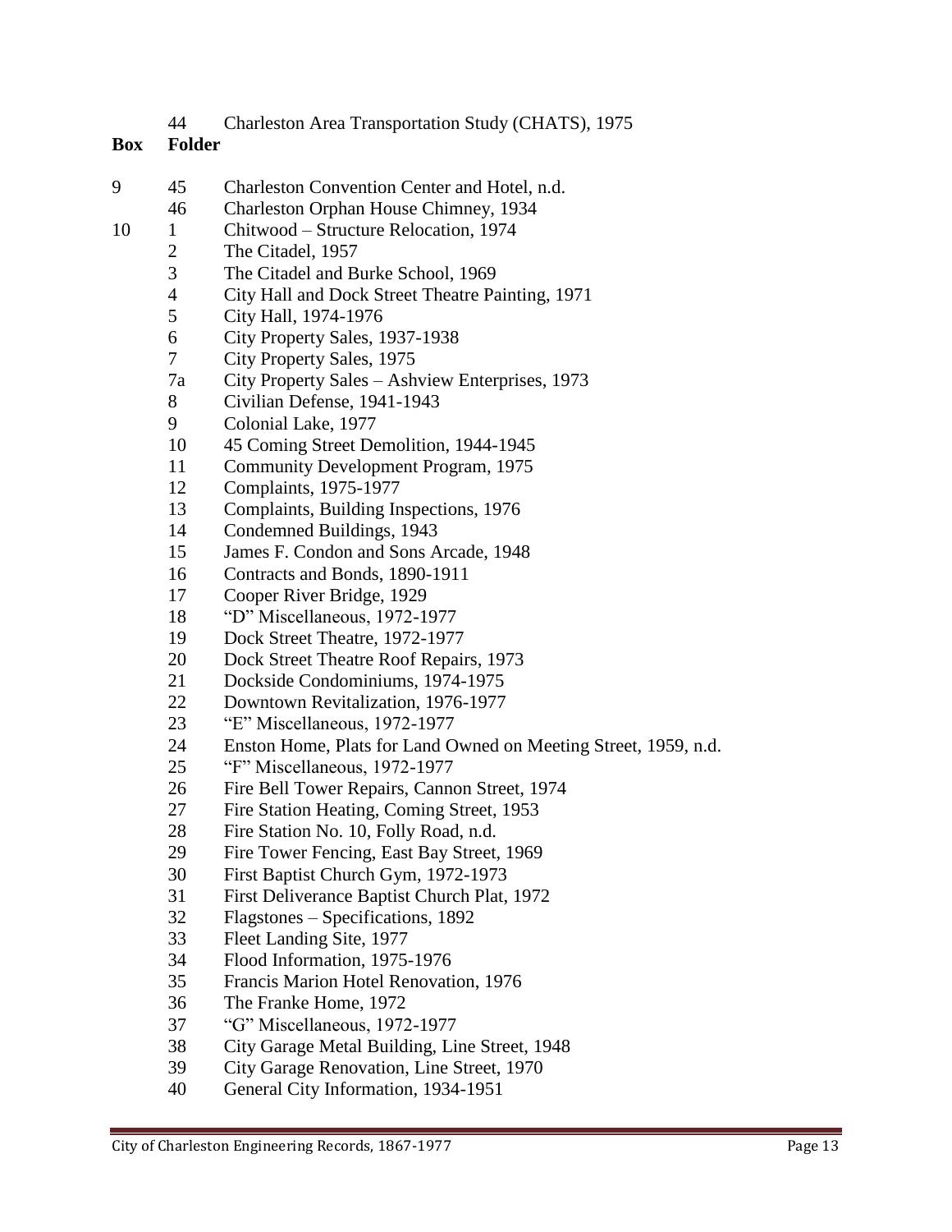| Box | Folder | |
|---|---|---|
| | 44 | Charleston Area Transportation Study (CHATS), 1975 |
| 9 | 45 | Charleston Convention Center and Hotel, n.d. |
| | 46 | Charleston Orphan House Chimney, 1934 |
| 10 | 1 | Chitwood – Structure Relocation, 1974 |
| | 2 | The Citadel, 1957 |
| | 3 | The Citadel and Burke School, 1969 |
| | 4 | City Hall and Dock Street Theatre Painting, 1971 |
| | 5 | City Hall, 1974-1976 |
| | 6 | City Property Sales, 1937-1938 |
| | 7 | City Property Sales, 1975 |
| | 7a | City Property Sales – Ashview Enterprises, 1973 |
| | 8 | Civilian Defense, 1941-1943 |
| | 9 | Colonial Lake, 1977 |
| | 10 | 45 Coming Street Demolition, 1944-1945 |
| | 11 | Community Development Program, 1975 |
| | 12 | Complaints, 1975-1977 |
| | 13 | Complaints, Building Inspections, 1976 |
| | 14 | Condemned Buildings, 1943 |
| | 15 | James F. Condon and Sons Arcade, 1948 |
| | 16 | Contracts and Bonds, 1890-1911 |
| | 17 | Cooper River Bridge, 1929 |
| | 18 | "D" Miscellaneous, 1972-1977 |
| | 19 | Dock Street Theatre, 1972-1977 |
| | 20 | Dock Street Theatre Roof Repairs, 1973 |
| | 21 | Dockside Condominiums, 1974-1975 |
| | 22 | Downtown Revitalization, 1976-1977 |
| | 23 | "E" Miscellaneous, 1972-1977 |
| | 24 | Enston Home, Plats for Land Owned on Meeting Street, 1959, n.d. |
| | 25 | "F" Miscellaneous, 1972-1977 |
| | 26 | Fire Bell Tower Repairs, Cannon Street, 1974 |
| | 27 | Fire Station Heating, Coming Street, 1953 |
| | 28 | Fire Station No. 10, Folly Road, n.d. |
| | 29 | Fire Tower Fencing, East Bay Street, 1969 |
| | 30 | First Baptist Church Gym, 1972-1973 |
| | 31 | First Deliverance Baptist Church Plat, 1972 |
| | 32 | Flagstones – Specifications, 1892 |
| | 33 | Fleet Landing Site, 1977 |
| | 34 | Flood Information, 1975-1976 |
| | 35 | Francis Marion Hotel Renovation, 1976 |
| | 36 | The Franke Home, 1972 |
| | 37 | "G" Miscellaneous, 1972-1977 |
| | 38 | City Garage Metal Building, Line Street, 1948 |
| | 39 | City Garage Renovation, Line Street, 1970 |
| | 40 | General City Information, 1934-1951 |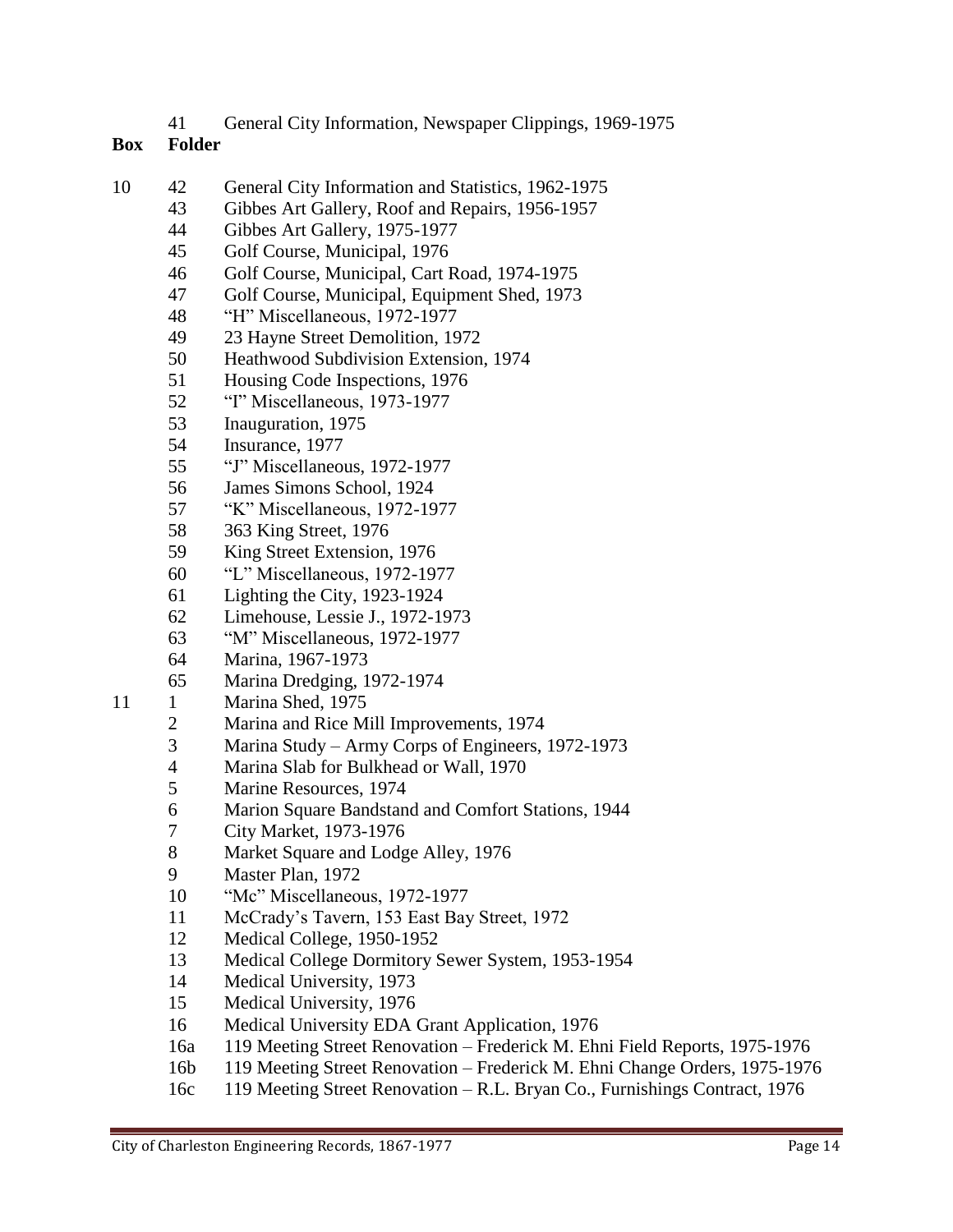| Box | Folder | |
|---|---|---|
| | 41 | General City Information, Newspaper Clippings, 1969-1975 |
| 10 | 42 | General City Information and Statistics, 1962-1975 |
| | 43 | Gibbes Art Gallery, Roof and Repairs, 1956-1957 |
| | 44 | Gibbes Art Gallery, 1975-1977 |
| | 45 | Golf Course, Municipal, 1976 |
| | 46 | Golf Course, Municipal, Cart Road, 1974-1975 |
| | 47 | Golf Course, Municipal, Equipment Shed, 1973 |
| | 48 | "H" Miscellaneous, 1972-1977 |
| | 49 | 23 Hayne Street Demolition, 1972 |
| | 50 | Heathwood Subdivision Extension, 1974 |
| | 51 | Housing Code Inspections, 1976 |
| | 52 | "I" Miscellaneous, 1973-1977 |
| | 53 | Inauguration, 1975 |
| | 54 | Insurance, 1977 |
| | 55 | "J" Miscellaneous, 1972-1977 |
| | 56 | James Simons School, 1924 |
| | 57 | "K" Miscellaneous, 1972-1977 |
| | 58 | 363 King Street, 1976 |
| | 59 | King Street Extension, 1976 |
| | 60 | "L" Miscellaneous, 1972-1977 |
| | 61 | Lighting the City, 1923-1924 |
| | 62 | Limehouse, Lessie J., 1972-1973 |
| | 63 | "M" Miscellaneous, 1972-1977 |
| | 64 | Marina, 1967-1973 |
| | 65 | Marina Dredging, 1972-1974 |
| 11 | 1 | Marina Shed, 1975 |
| | 2 | Marina and Rice Mill Improvements, 1974 |
| | 3 | Marina Study – Army Corps of Engineers, 1972-1973 |
| | 4 | Marina Slab for Bulkhead or Wall, 1970 |
| | 5 | Marine Resources, 1974 |
| | 6 | Marion Square Bandstand and Comfort Stations, 1944 |
| | 7 | City Market, 1973-1976 |
| | 8 | Market Square and Lodge Alley, 1976 |
| | 9 | Master Plan, 1972 |
| | 10 | "Mc" Miscellaneous, 1972-1977 |
| | 11 | McCrady's Tavern, 153 East Bay Street, 1972 |
| | 12 | Medical College, 1950-1952 |
| | 13 | Medical College Dormitory Sewer System, 1953-1954 |
| | 14 | Medical University, 1973 |
| | 15 | Medical University, 1976 |
| | 16 | Medical University EDA Grant Application, 1976 |
| | 16a | 119 Meeting Street Renovation – Frederick M. Ehni Field Reports, 1975-1976 |
| | 16b | 119 Meeting Street Renovation – Frederick M. Ehni Change Orders, 1975-1976 |
| | 16c | 119 Meeting Street Renovation – R.L. Bryan Co., Furnishings Contract, 1976 |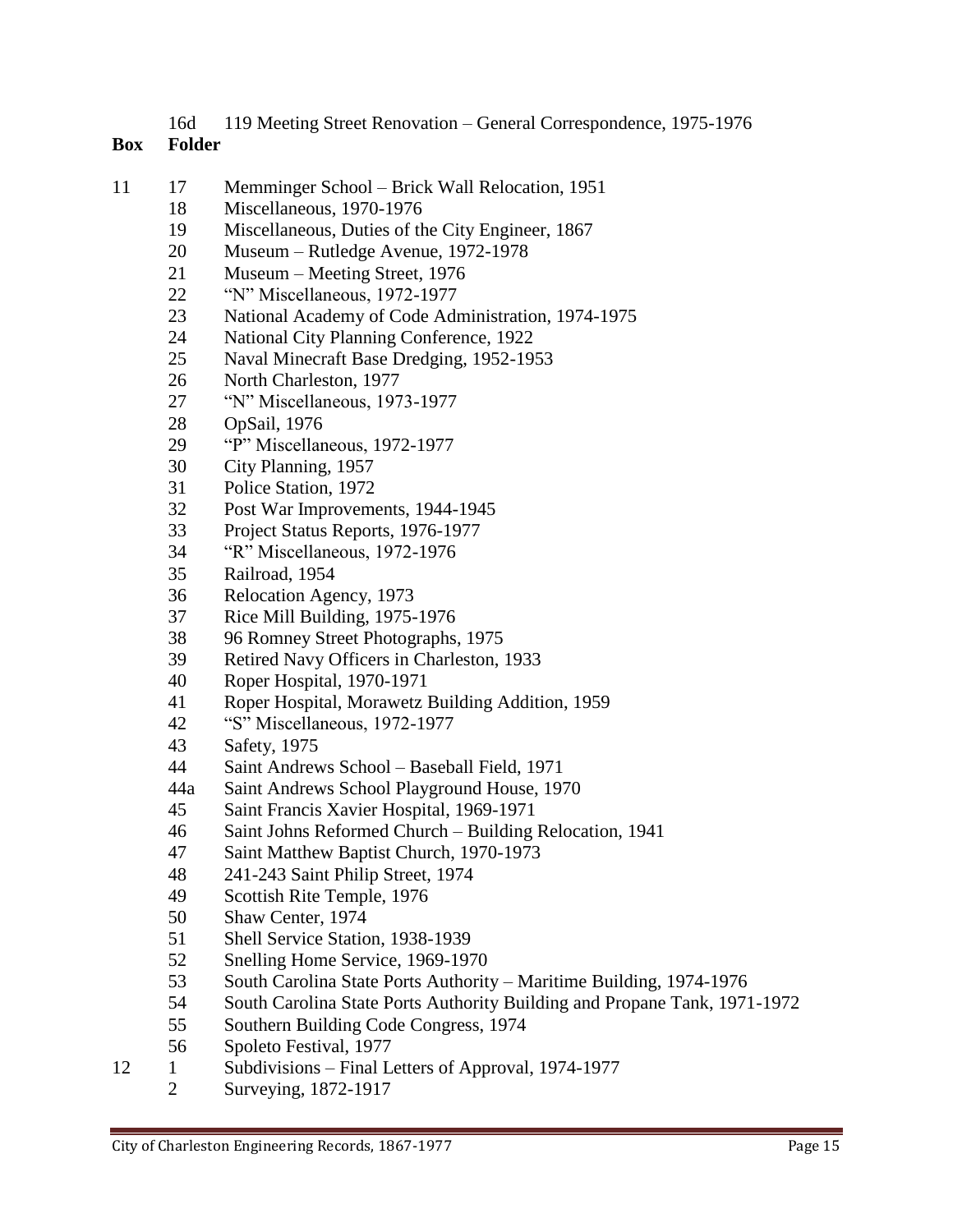| Box | Folder | |
|---|---|---|
| | 16d | 119 Meeting Street Renovation – General Correspondence, 1975-1976 |
| 11 | 17 | Memminger School – Brick Wall Relocation, 1951 |
| | 18 | Miscellaneous, 1970-1976 |
| | 19 | Miscellaneous, Duties of the City Engineer, 1867 |
| | 20 | Museum – Rutledge Avenue, 1972-1978 |
| | 21 | Museum – Meeting Street, 1976 |
| | 22 | "N" Miscellaneous, 1972-1977 |
| | 23 | National Academy of Code Administration, 1974-1975 |
| | 24 | National City Planning Conference, 1922 |
| | 25 | Naval Minecraft Base Dredging, 1952-1953 |
| | 26 | North Charleston, 1977 |
| | 27 | "N" Miscellaneous, 1973-1977 |
| | 28 | OpSail, 1976 |
| | 29 | "P" Miscellaneous, 1972-1977 |
| | 30 | City Planning, 1957 |
| | 31 | Police Station, 1972 |
| | 32 | Post War Improvements, 1944-1945 |
| | 33 | Project Status Reports, 1976-1977 |
| | 34 | "R" Miscellaneous, 1972-1976 |
| | 35 | Railroad, 1954 |
| | 36 | Relocation Agency, 1973 |
| | 37 | Rice Mill Building, 1975-1976 |
| | 38 | 96 Romney Street Photographs, 1975 |
| | 39 | Retired Navy Officers in Charleston, 1933 |
| | 40 | Roper Hospital, 1970-1971 |
| | 41 | Roper Hospital, Morawetz Building Addition, 1959 |
| | 42 | "S" Miscellaneous, 1972-1977 |
| | 43 | Safety, 1975 |
| | 44 | Saint Andrews School – Baseball Field, 1971 |
| | 44a | Saint Andrews School Playground House, 1970 |
| | 45 | Saint Francis Xavier Hospital, 1969-1971 |
| | 46 | Saint Johns Reformed Church – Building Relocation, 1941 |
| | 47 | Saint Matthew Baptist Church, 1970-1973 |
| | 48 | 241-243 Saint Philip Street, 1974 |
| | 49 | Scottish Rite Temple, 1976 |
| | 50 | Shaw Center, 1974 |
| | 51 | Shell Service Station, 1938-1939 |
| | 52 | Snelling Home Service, 1969-1970 |
| | 53 | South Carolina State Ports Authority – Maritime Building, 1974-1976 |
| | 54 | South Carolina State Ports Authority Building and Propane Tank, 1971-1972 |
| | 55 | Southern Building Code Congress, 1974 |
| | 56 | Spoleto Festival, 1977 |
| 12 | 1 | Subdivisions – Final Letters of Approval, 1974-1977 |
| | 2 | Surveying, 1872-1917 |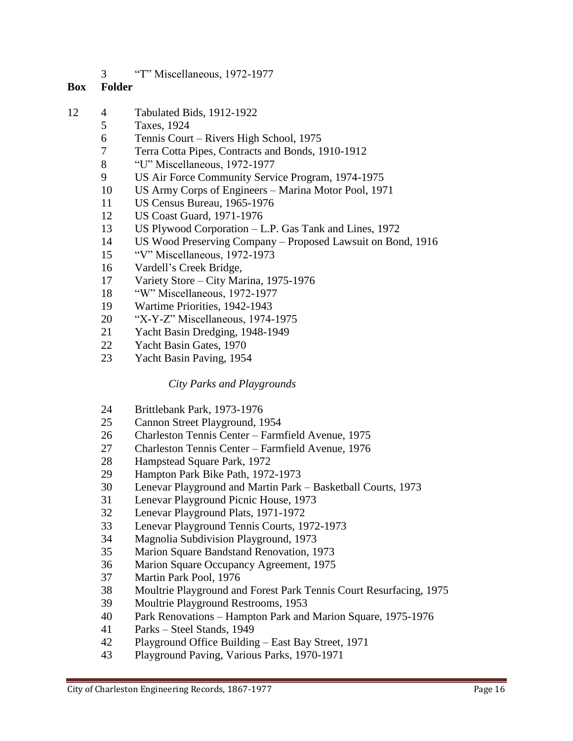|  | Folder |  |
|---|---|---|
|  | 3 | "T" Miscellaneous, 1972-1977 |

| Box | Folder |  |
|---|---|---|
| 12 | 4 | Tabulated Bids, 1912-1922 |
|  | 5 | Taxes, 1924 |
|  | 6 | Tennis Court – Rivers High School, 1975 |
|  | 7 | Terra Cotta Pipes, Contracts and Bonds, 1910-1912 |
|  | 8 | "U" Miscellaneous, 1972-1977 |
|  | 9 | US Air Force Community Service Program, 1974-1975 |
|  | 10 | US Army Corps of Engineers – Marina Motor Pool, 1971 |
|  | 11 | US Census Bureau, 1965-1976 |
|  | 12 | US Coast Guard, 1971-1976 |
|  | 13 | US Plywood Corporation – L.P. Gas Tank and Lines, 1972 |
|  | 14 | US Wood Preserving Company – Proposed Lawsuit on Bond, 1916 |
|  | 15 | "V" Miscellaneous, 1972-1973 |
|  | 16 | Vardell's Creek Bridge, |
|  | 17 | Variety Store – City Marina, 1975-1976 |
|  | 18 | "W" Miscellaneous, 1972-1977 |
|  | 19 | Wartime Priorities, 1942-1943 |
|  | 20 | "X-Y-Z" Miscellaneous, 1974-1975 |
|  | 21 | Yacht Basin Dredging, 1948-1949 |
|  | 22 | Yacht Basin Gates, 1970 |
|  | 23 | Yacht Basin Paving, 1954 |

*City Parks and Playgrounds*

| Box | Folder |  |
|---|---|---|
|  | 24 | Brittlebank Park, 1973-1976 |
|  | 25 | Cannon Street Playground, 1954 |
|  | 26 | Charleston Tennis Center – Farmfield Avenue, 1975 |
|  | 27 | Charleston Tennis Center – Farmfield Avenue, 1976 |
|  | 28 | Hampstead Square Park, 1972 |
|  | 29 | Hampton Park Bike Path, 1972-1973 |
|  | 30 | Lenevar Playground and Martin Park – Basketball Courts, 1973 |
|  | 31 | Lenevar Playground Picnic House, 1973 |
|  | 32 | Lenevar Playground Plats, 1971-1972 |
|  | 33 | Lenevar Playground Tennis Courts, 1972-1973 |
|  | 34 | Magnolia Subdivision Playground, 1973 |
|  | 35 | Marion Square Bandstand Renovation, 1973 |
|  | 36 | Marion Square Occupancy Agreement, 1975 |
|  | 37 | Martin Park Pool, 1976 |
|  | 38 | Moultrie Playground and Forest Park Tennis Court Resurfacing, 1975 |
|  | 39 | Moultrie Playground Restrooms, 1953 |
|  | 40 | Park Renovations – Hampton Park and Marion Square, 1975-1976 |
|  | 41 | Parks – Steel Stands, 1949 |
|  | 42 | Playground Office Building – East Bay Street, 1971 |
|  | 43 | Playground Paving, Various Parks, 1970-1971 |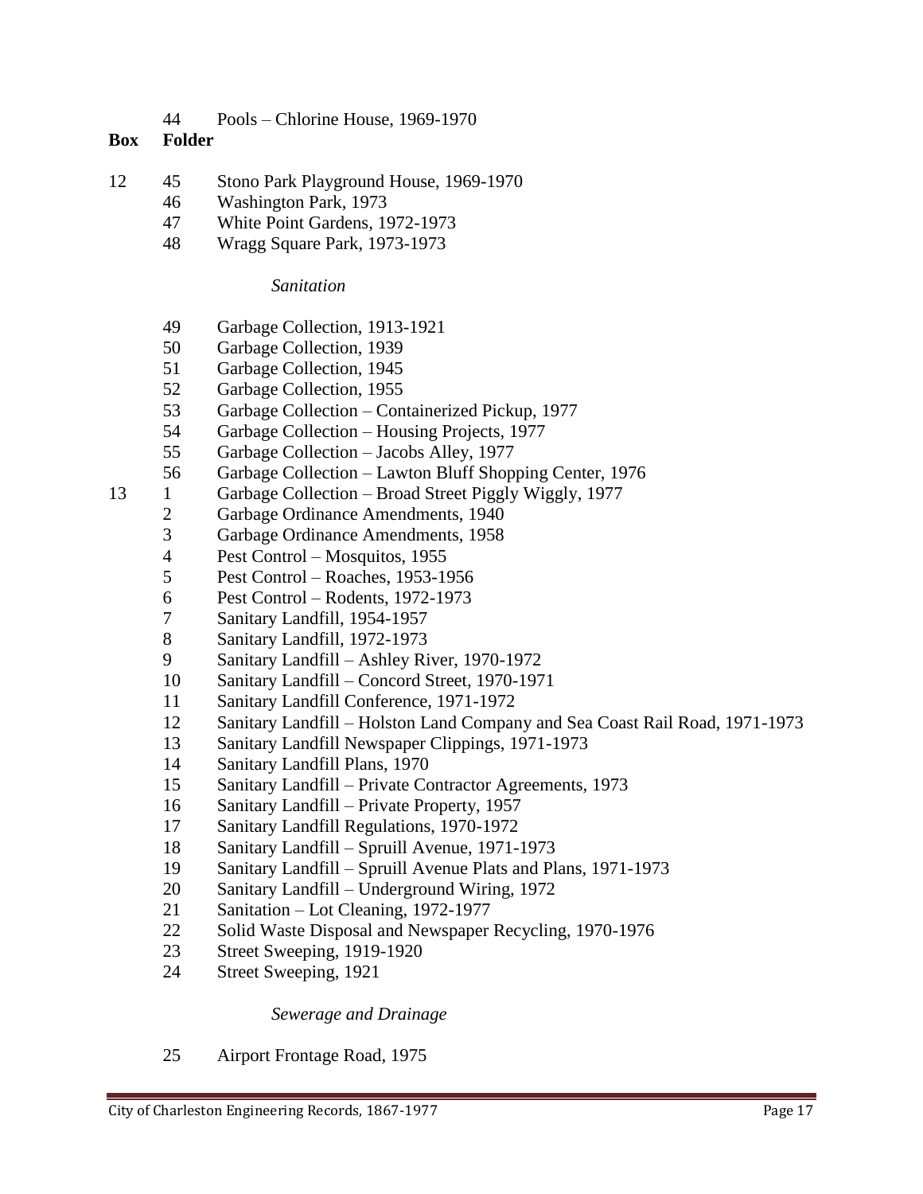| Box | Folder | |
|---|---|---|
| | 44 | Pools – Chlorine House, 1969-1970 |
| 12 | 45 | Stono Park Playground House, 1969-1970 |
| | 46 | Washington Park, 1973 |
| | 47 | White Point Gardens, 1972-1973 |
| | 48 | Wragg Square Park, 1973-1973 |
| | | *Sanitation* |
| | 49 | Garbage Collection, 1913-1921 |
| | 50 | Garbage Collection, 1939 |
| | 51 | Garbage Collection, 1945 |
| | 52 | Garbage Collection, 1955 |
| | 53 | Garbage Collection – Containerized Pickup, 1977 |
| | 54 | Garbage Collection – Housing Projects, 1977 |
| | 55 | Garbage Collection – Jacobs Alley, 1977 |
| | 56 | Garbage Collection – Lawton Bluff Shopping Center, 1976 |
| 13 | 1 | Garbage Collection – Broad Street Piggly Wiggly, 1977 |
| | 2 | Garbage Ordinance Amendments, 1940 |
| | 3 | Garbage Ordinance Amendments, 1958 |
| | 4 | Pest Control – Mosquitos, 1955 |
| | 5 | Pest Control – Roaches, 1953-1956 |
| | 6 | Pest Control – Rodents, 1972-1973 |
| | 7 | Sanitary Landfill, 1954-1957 |
| | 8 | Sanitary Landfill, 1972-1973 |
| | 9 | Sanitary Landfill – Ashley River, 1970-1972 |
| | 10 | Sanitary Landfill – Concord Street, 1970-1971 |
| | 11 | Sanitary Landfill Conference, 1971-1972 |
| | 12 | Sanitary Landfill – Holston Land Company and Sea Coast Rail Road, 1971-1973 |
| | 13 | Sanitary Landfill Newspaper Clippings, 1971-1973 |
| | 14 | Sanitary Landfill Plans, 1970 |
| | 15 | Sanitary Landfill – Private Contractor Agreements, 1973 |
| | 16 | Sanitary Landfill – Private Property, 1957 |
| | 17 | Sanitary Landfill Regulations, 1970-1972 |
| | 18 | Sanitary Landfill – Spruill Avenue, 1971-1973 |
| | 19 | Sanitary Landfill – Spruill Avenue Plats and Plans, 1971-1973 |
| | 20 | Sanitary Landfill – Underground Wiring, 1972 |
| | 21 | Sanitation – Lot Cleaning, 1972-1977 |
| | 22 | Solid Waste Disposal and Newspaper Recycling, 1970-1976 |
| | 23 | Street Sweeping, 1919-1920 |
| | 24 | Street Sweeping, 1921 |
| | | *Sewerage and Drainage* |
| | 25 | Airport Frontage Road, 1975 |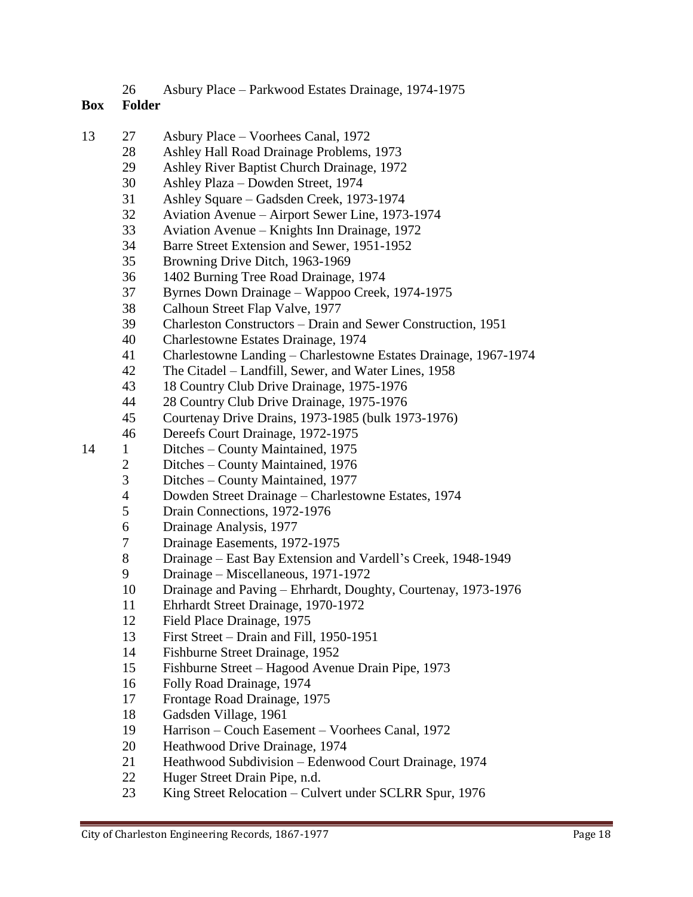| Box | Folder | |
|---|---|---|
| | 26 | Asbury Place – Parkwood Estates Drainage, 1974-1975 |

| Box | Folder | |
|---|---|---|
| 13 | 27 | Asbury Place – Voorhees Canal, 1972 |
| | 28 | Ashley Hall Road Drainage Problems, 1973 |
| | 29 | Ashley River Baptist Church Drainage, 1972 |
| | 30 | Ashley Plaza – Dowden Street, 1974 |
| | 31 | Ashley Square – Gadsden Creek, 1973-1974 |
| | 32 | Aviation Avenue – Airport Sewer Line, 1973-1974 |
| | 33 | Aviation Avenue – Knights Inn Drainage, 1972 |
| | 34 | Barre Street Extension and Sewer, 1951-1952 |
| | 35 | Browning Drive Ditch, 1963-1969 |
| | 36 | 1402 Burning Tree Road Drainage, 1974 |
| | 37 | Byrnes Down Drainage – Wappoo Creek, 1974-1975 |
| | 38 | Calhoun Street Flap Valve, 1977 |
| | 39 | Charleston Constructors – Drain and Sewer Construction, 1951 |
| | 40 | Charlestowne Estates Drainage, 1974 |
| | 41 | Charlestowne Landing – Charlestowne Estates Drainage, 1967-1974 |
| | 42 | The Citadel – Landfill, Sewer, and Water Lines, 1958 |
| | 43 | 18 Country Club Drive Drainage, 1975-1976 |
| | 44 | 28 Country Club Drive Drainage, 1975-1976 |
| | 45 | Courtenay Drive Drains, 1973-1985 (bulk 1973-1976) |
| | 46 | Dereefs Court Drainage, 1972-1975 |
| 14 | 1 | Ditches – County Maintained, 1975 |
| | 2 | Ditches – County Maintained, 1976 |
| | 3 | Ditches – County Maintained, 1977 |
| | 4 | Dowden Street Drainage – Charlestowne Estates, 1974 |
| | 5 | Drain Connections, 1972-1976 |
| | 6 | Drainage Analysis, 1977 |
| | 7 | Drainage Easements, 1972-1975 |
| | 8 | Drainage – East Bay Extension and Vardell's Creek, 1948-1949 |
| | 9 | Drainage – Miscellaneous, 1971-1972 |
| | 10 | Drainage and Paving – Ehrhardt, Doughty, Courtenay, 1973-1976 |
| | 11 | Ehrhardt Street Drainage, 1970-1972 |
| | 12 | Field Place Drainage, 1975 |
| | 13 | First Street – Drain and Fill, 1950-1951 |
| | 14 | Fishburne Street Drainage, 1952 |
| | 15 | Fishburne Street – Hagood Avenue Drain Pipe, 1973 |
| | 16 | Folly Road Drainage, 1974 |
| | 17 | Frontage Road Drainage, 1975 |
| | 18 | Gadsden Village, 1961 |
| | 19 | Harrison – Couch Easement – Voorhees Canal, 1972 |
| | 20 | Heathwood Drive Drainage, 1974 |
| | 21 | Heathwood Subdivision – Edenwood Court Drainage, 1974 |
| | 22 | Huger Street Drain Pipe, n.d. |
| | 23 | King Street Relocation – Culvert under SCLRR Spur, 1976 |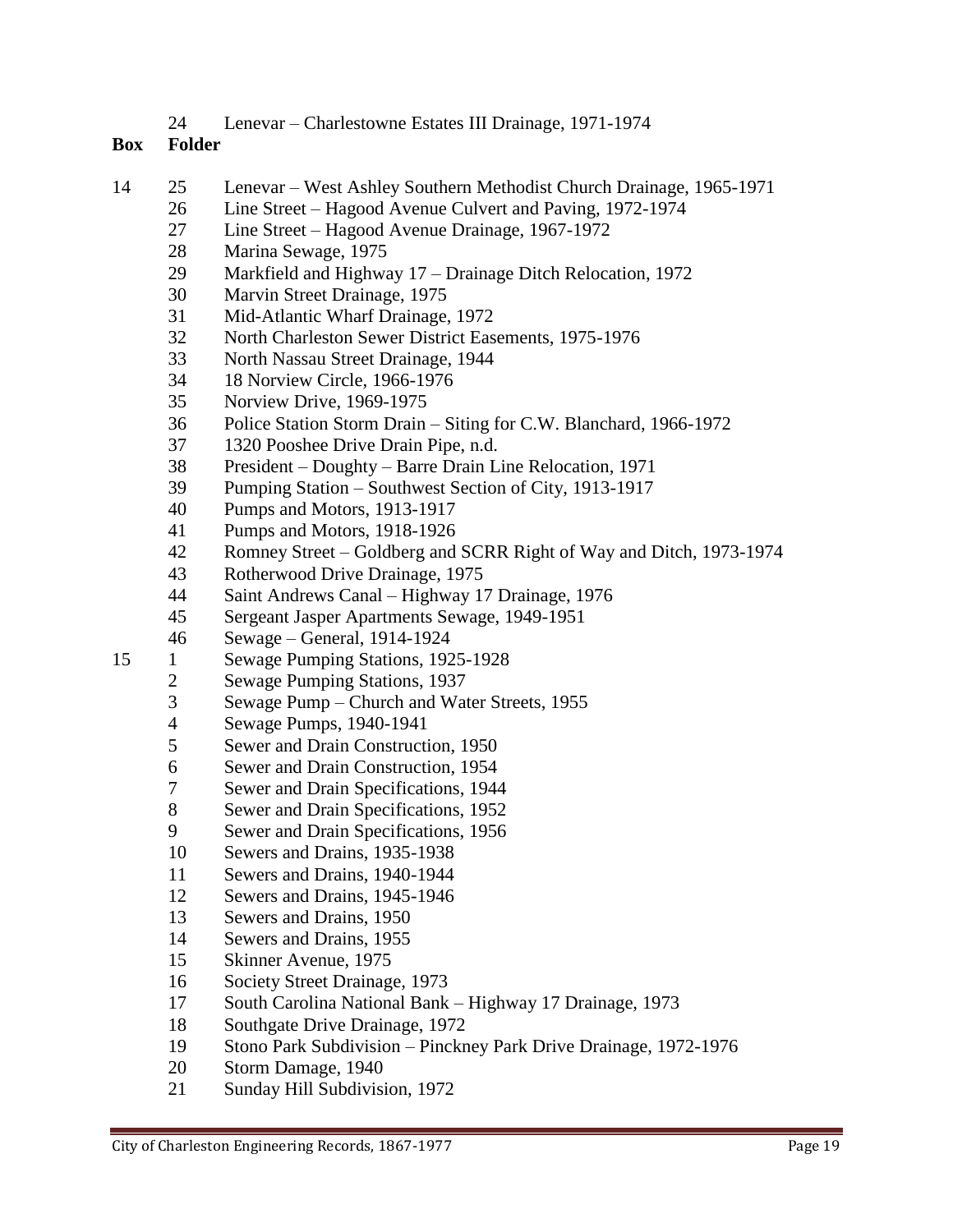| Box | Folder | |
|---|---|---|
| | 24 | Lenevar – Charlestowne Estates III Drainage, 1971-1974 |

| Box | Folder | |
|---|---|---|
| 14 | 25 | Lenevar – West Ashley Southern Methodist Church Drainage, 1965-1971 |
| | 26 | Line Street – Hagood Avenue Culvert and Paving, 1972-1974 |
| | 27 | Line Street – Hagood Avenue Drainage, 1967-1972 |
| | 28 | Marina Sewage, 1975 |
| | 29 | Markfield and Highway 17 – Drainage Ditch Relocation, 1972 |
| | 30 | Marvin Street Drainage, 1975 |
| | 31 | Mid-Atlantic Wharf Drainage, 1972 |
| | 32 | North Charleston Sewer District Easements, 1975-1976 |
| | 33 | North Nassau Street Drainage, 1944 |
| | 34 | 18 Norview Circle, 1966-1976 |
| | 35 | Norview Drive, 1969-1975 |
| | 36 | Police Station Storm Drain – Siting for C.W. Blanchard, 1966-1972 |
| | 37 | 1320 Pooshee Drive Drain Pipe, n.d. |
| | 38 | President – Doughty – Barre Drain Line Relocation, 1971 |
| | 39 | Pumping Station – Southwest Section of City, 1913-1917 |
| | 40 | Pumps and Motors, 1913-1917 |
| | 41 | Pumps and Motors, 1918-1926 |
| | 42 | Romney Street – Goldberg and SCRR Right of Way and Ditch, 1973-1974 |
| | 43 | Rotherwood Drive Drainage, 1975 |
| | 44 | Saint Andrews Canal – Highway 17 Drainage, 1976 |
| | 45 | Sergeant Jasper Apartments Sewage, 1949-1951 |
| | 46 | Sewage – General, 1914-1924 |
| 15 | 1 | Sewage Pumping Stations, 1925-1928 |
| | 2 | Sewage Pumping Stations, 1937 |
| | 3 | Sewage Pump – Church and Water Streets, 1955 |
| | 4 | Sewage Pumps, 1940-1941 |
| | 5 | Sewer and Drain Construction, 1950 |
| | 6 | Sewer and Drain Construction, 1954 |
| | 7 | Sewer and Drain Specifications, 1944 |
| | 8 | Sewer and Drain Specifications, 1952 |
| | 9 | Sewer and Drain Specifications, 1956 |
| | 10 | Sewers and Drains, 1935-1938 |
| | 11 | Sewers and Drains, 1940-1944 |
| | 12 | Sewers and Drains, 1945-1946 |
| | 13 | Sewers and Drains, 1950 |
| | 14 | Sewers and Drains, 1955 |
| | 15 | Skinner Avenue, 1975 |
| | 16 | Society Street Drainage, 1973 |
| | 17 | South Carolina National Bank – Highway 17 Drainage, 1973 |
| | 18 | Southgate Drive Drainage, 1972 |
| | 19 | Stono Park Subdivision – Pinckney Park Drive Drainage, 1972-1976 |
| | 20 | Storm Damage, 1940 |
| | 21 | Sunday Hill Subdivision, 1972 |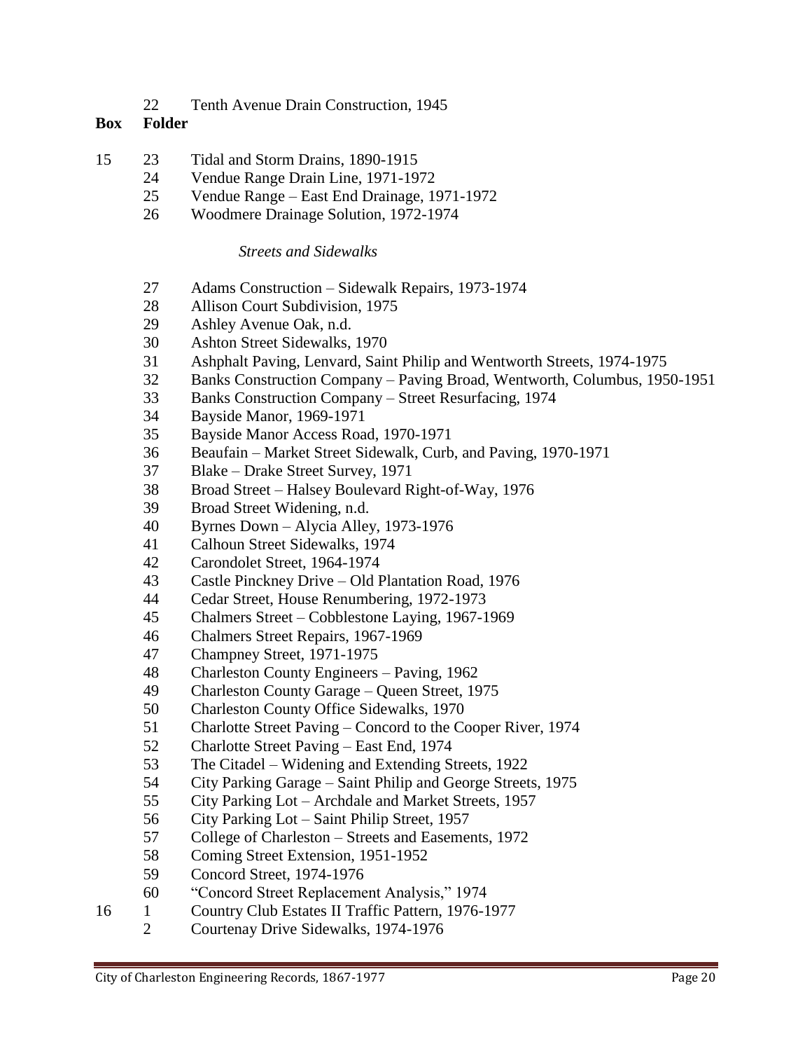| Box | Folder | |
|---|---|---|
| | 22 | Tenth Avenue Drain Construction, 1945 |

| Box | Folder | |
|---|---|---|
| 15 | 23 | Tidal and Storm Drains, 1890-1915 |
| | 24 | Vendue Range Drain Line, 1971-1972 |
| | 25 | Vendue Range – East End Drainage, 1971-1972 |
| | 26 | Woodmere Drainage Solution, 1972-1974 |
| | | *Streets and Sidewalks* |
| | 27 | Adams Construction – Sidewalk Repairs, 1973-1974 |
| | 28 | Allison Court Subdivision, 1975 |
| | 29 | Ashley Avenue Oak, n.d. |
| | 30 | Ashton Street Sidewalks, 1970 |
| | 31 | Ashphalt Paving, Lenvard, Saint Philip and Wentworth Streets, 1974-1975 |
| | 32 | Banks Construction Company – Paving Broad, Wentworth, Columbus, 1950-1951 |
| | 33 | Banks Construction Company – Street Resurfacing, 1974 |
| | 34 | Bayside Manor, 1969-1971 |
| | 35 | Bayside Manor Access Road, 1970-1971 |
| | 36 | Beaufain – Market Street Sidewalk, Curb, and Paving, 1970-1971 |
| | 37 | Blake – Drake Street Survey, 1971 |
| | 38 | Broad Street – Halsey Boulevard Right-of-Way, 1976 |
| | 39 | Broad Street Widening, n.d. |
| | 40 | Byrnes Down – Alycia Alley, 1973-1976 |
| | 41 | Calhoun Street Sidewalks, 1974 |
| | 42 | Carondolet Street, 1964-1974 |
| | 43 | Castle Pinckney Drive – Old Plantation Road, 1976 |
| | 44 | Cedar Street, House Renumbering, 1972-1973 |
| | 45 | Chalmers Street – Cobblestone Laying, 1967-1969 |
| | 46 | Chalmers Street Repairs, 1967-1969 |
| | 47 | Champney Street, 1971-1975 |
| | 48 | Charleston County Engineers – Paving, 1962 |
| | 49 | Charleston County Garage – Queen Street, 1975 |
| | 50 | Charleston County Office Sidewalks, 1970 |
| | 51 | Charlotte Street Paving – Concord to the Cooper River, 1974 |
| | 52 | Charlotte Street Paving – East End, 1974 |
| | 53 | The Citadel – Widening and Extending Streets, 1922 |
| | 54 | City Parking Garage – Saint Philip and George Streets, 1975 |
| | 55 | City Parking Lot – Archdale and Market Streets, 1957 |
| | 56 | City Parking Lot – Saint Philip Street, 1957 |
| | 57 | College of Charleston – Streets and Easements, 1972 |
| | 58 | Coming Street Extension, 1951-1952 |
| | 59 | Concord Street, 1974-1976 |
| | 60 | "Concord Street Replacement Analysis," 1974 |
| 16 | 1 | Country Club Estates II Traffic Pattern, 1976-1977 |
| | 2 | Courtenay Drive Sidewalks, 1974-1976 |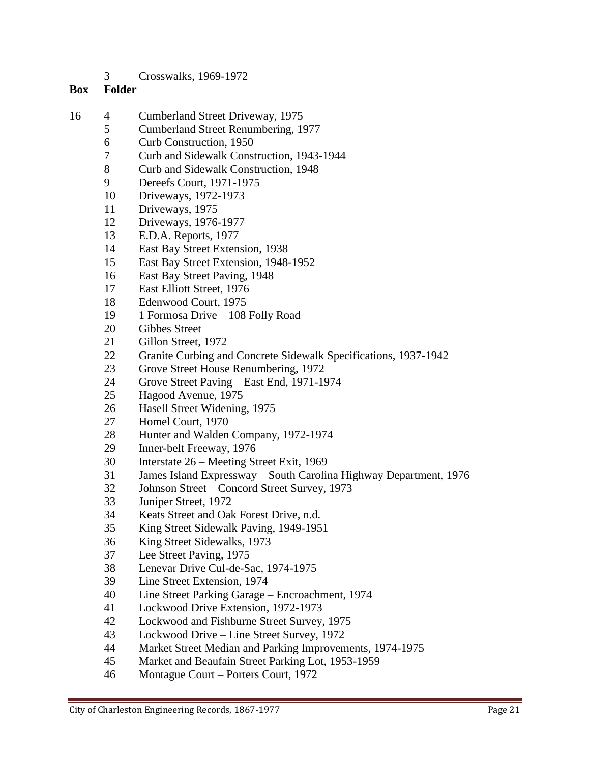| Box | Folder | |
|---|---|---|
| | 3 | Crosswalks, 1969-1972 |

| Box | Folder | |
|---|---|---|
| 16 | 4 | Cumberland Street Driveway, 1975 |
| | 5 | Cumberland Street Renumbering, 1977 |
| | 6 | Curb Construction, 1950 |
| | 7 | Curb and Sidewalk Construction, 1943-1944 |
| | 8 | Curb and Sidewalk Construction, 1948 |
| | 9 | Dereefs Court, 1971-1975 |
| | 10 | Driveways, 1972-1973 |
| | 11 | Driveways, 1975 |
| | 12 | Driveways, 1976-1977 |
| | 13 | E.D.A. Reports, 1977 |
| | 14 | East Bay Street Extension, 1938 |
| | 15 | East Bay Street Extension, 1948-1952 |
| | 16 | East Bay Street Paving, 1948 |
| | 17 | East Elliott Street, 1976 |
| | 18 | Edenwood Court, 1975 |
| | 19 | 1 Formosa Drive – 108 Folly Road |
| | 20 | Gibbes Street |
| | 21 | Gillon Street, 1972 |
| | 22 | Granite Curbing and Concrete Sidewalk Specifications, 1937-1942 |
| | 23 | Grove Street House Renumbering, 1972 |
| | 24 | Grove Street Paving – East End, 1971-1974 |
| | 25 | Hagood Avenue, 1975 |
| | 26 | Hasell Street Widening, 1975 |
| | 27 | Homel Court, 1970 |
| | 28 | Hunter and Walden Company, 1972-1974 |
| | 29 | Inner-belt Freeway, 1976 |
| | 30 | Interstate 26 – Meeting Street Exit, 1969 |
| | 31 | James Island Expressway – South Carolina Highway Department, 1976 |
| | 32 | Johnson Street – Concord Street Survey, 1973 |
| | 33 | Juniper Street, 1972 |
| | 34 | Keats Street and Oak Forest Drive, n.d. |
| | 35 | King Street Sidewalk Paving, 1949-1951 |
| | 36 | King Street Sidewalks, 1973 |
| | 37 | Lee Street Paving, 1975 |
| | 38 | Lenevar Drive Cul-de-Sac, 1974-1975 |
| | 39 | Line Street Extension, 1974 |
| | 40 | Line Street Parking Garage – Encroachment, 1974 |
| | 41 | Lockwood Drive Extension, 1972-1973 |
| | 42 | Lockwood and Fishburne Street Survey, 1975 |
| | 43 | Lockwood Drive – Line Street Survey, 1972 |
| | 44 | Market Street Median and Parking Improvements, 1974-1975 |
| | 45 | Market and Beaufain Street Parking Lot, 1953-1959 |
| | 46 | Montague Court – Porters Court, 1972 |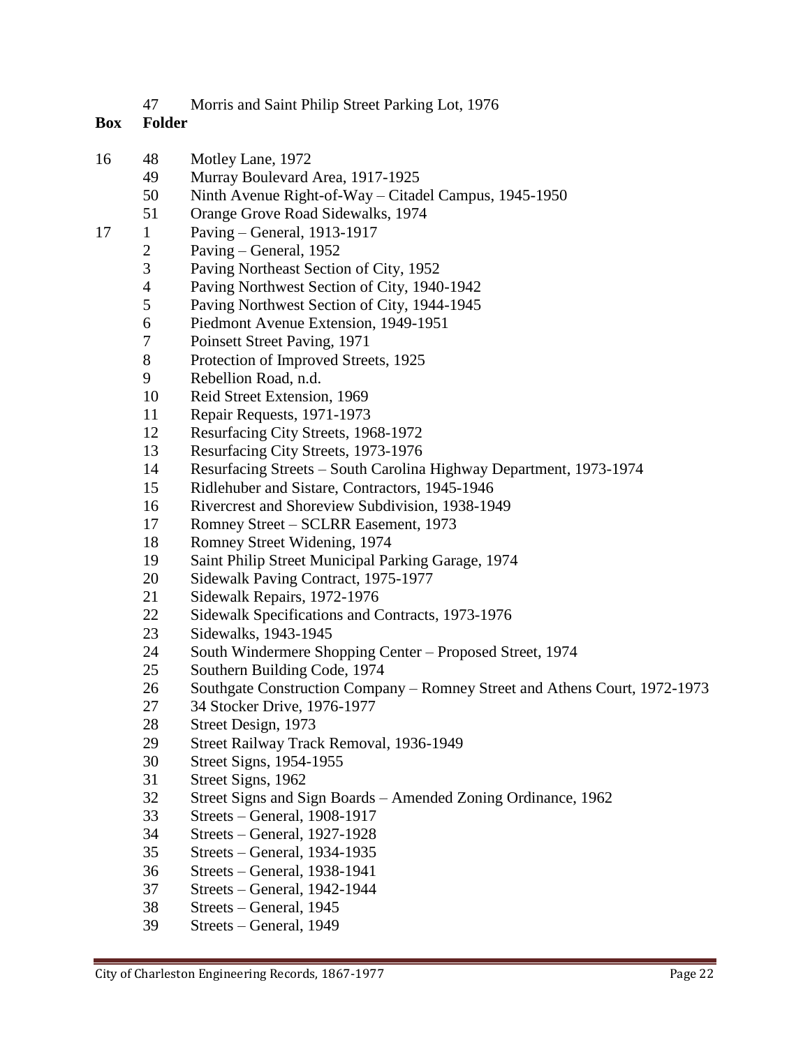| Box | Folder | |
|---|---|---|
| | 47 | Morris and Saint Philip Street Parking Lot, 1976 |
| **Box** | **Folder** | |
| 16 | 48 | Motley Lane, 1972 |
| | 49 | Murray Boulevard Area, 1917-1925 |
| | 50 | Ninth Avenue Right-of-Way – Citadel Campus, 1945-1950 |
| | 51 | Orange Grove Road Sidewalks, 1974 |
| 17 | 1 | Paving – General, 1913-1917 |
| | 2 | Paving – General, 1952 |
| | 3 | Paving Northeast Section of City, 1952 |
| | 4 | Paving Northwest Section of City, 1940-1942 |
| | 5 | Paving Northwest Section of City, 1944-1945 |
| | 6 | Piedmont Avenue Extension, 1949-1951 |
| | 7 | Poinsett Street Paving, 1971 |
| | 8 | Protection of Improved Streets, 1925 |
| | 9 | Rebellion Road, n.d. |
| | 10 | Reid Street Extension, 1969 |
| | 11 | Repair Requests, 1971-1973 |
| | 12 | Resurfacing City Streets, 1968-1972 |
| | 13 | Resurfacing City Streets, 1973-1976 |
| | 14 | Resurfacing Streets – South Carolina Highway Department, 1973-1974 |
| | 15 | Ridlehuber and Sistare, Contractors, 1945-1946 |
| | 16 | Rivercrest and Shoreview Subdivision, 1938-1949 |
| | 17 | Romney Street – SCLRR Easement, 1973 |
| | 18 | Romney Street Widening, 1974 |
| | 19 | Saint Philip Street Municipal Parking Garage, 1974 |
| | 20 | Sidewalk Paving Contract, 1975-1977 |
| | 21 | Sidewalk Repairs, 1972-1976 |
| | 22 | Sidewalk Specifications and Contracts, 1973-1976 |
| | 23 | Sidewalks, 1943-1945 |
| | 24 | South Windermere Shopping Center – Proposed Street, 1974 |
| | 25 | Southern Building Code, 1974 |
| | 26 | Southgate Construction Company – Romney Street and Athens Court, 1972-1973 |
| | 27 | 34 Stocker Drive, 1976-1977 |
| | 28 | Street Design, 1973 |
| | 29 | Street Railway Track Removal, 1936-1949 |
| | 30 | Street Signs, 1954-1955 |
| | 31 | Street Signs, 1962 |
| | 32 | Street Signs and Sign Boards – Amended Zoning Ordinance, 1962 |
| | 33 | Streets – General, 1908-1917 |
| | 34 | Streets – General, 1927-1928 |
| | 35 | Streets – General, 1934-1935 |
| | 36 | Streets – General, 1938-1941 |
| | 37 | Streets – General, 1942-1944 |
| | 38 | Streets – General, 1945 |
| | 39 | Streets – General, 1949 |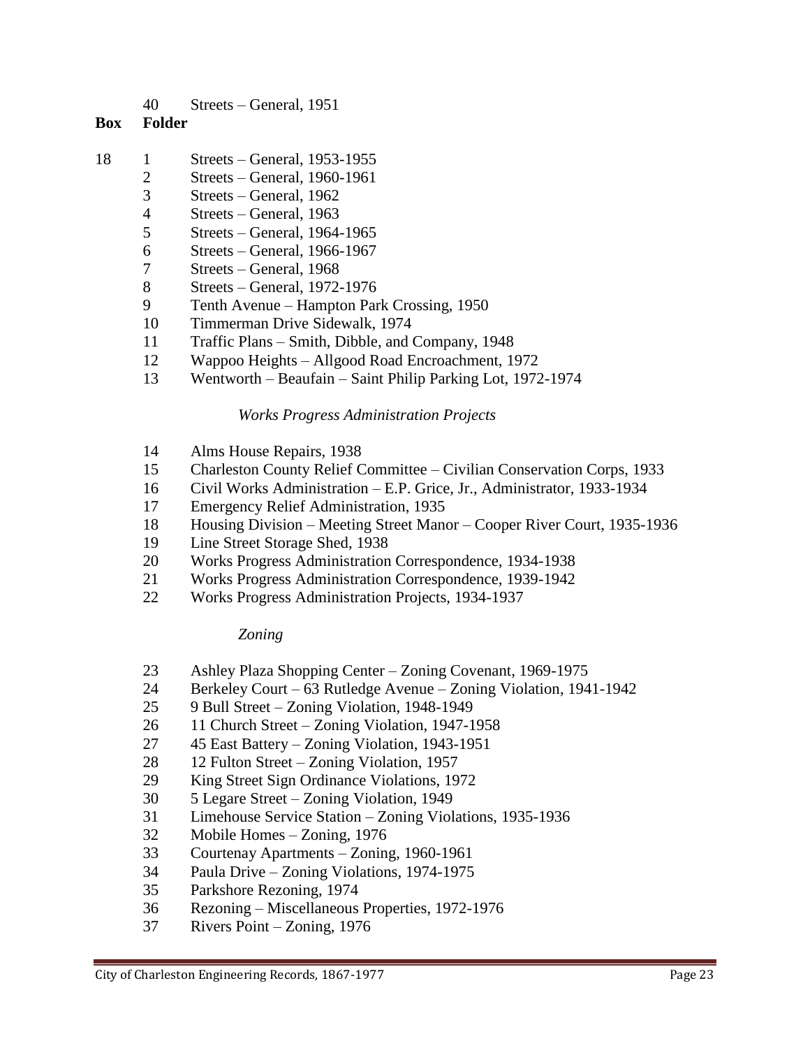| Box | Folder | |
|---|---|---|
| | 40 | Streets – General, 1951 |

| Box | Folder | |
|---|---|---|
| 18 | 1 | Streets – General, 1953-1955 |
| | 2 | Streets – General, 1960-1961 |
| | 3 | Streets – General, 1962 |
| | 4 | Streets – General, 1963 |
| | 5 | Streets – General, 1964-1965 |
| | 6 | Streets – General, 1966-1967 |
| | 7 | Streets – General, 1968 |
| | 8 | Streets – General, 1972-1976 |
| | 9 | Tenth Avenue – Hampton Park Crossing, 1950 |
| | 10 | Timmerman Drive Sidewalk, 1974 |
| | 11 | Traffic Plans – Smith, Dibble, and Company, 1948 |
| | 12 | Wappoo Heights – Allgood Road Encroachment, 1972 |
| | 13 | Wentworth – Beaufain – Saint Philip Parking Lot, 1972-1974 |
| | | *Works Progress Administration Projects* |
| | 14 | Alms House Repairs, 1938 |
| | 15 | Charleston County Relief Committee – Civilian Conservation Corps, 1933 |
| | 16 | Civil Works Administration – E.P. Grice, Jr., Administrator, 1933-1934 |
| | 17 | Emergency Relief Administration, 1935 |
| | 18 | Housing Division – Meeting Street Manor – Cooper River Court, 1935-1936 |
| | 19 | Line Street Storage Shed, 1938 |
| | 20 | Works Progress Administration Correspondence, 1934-1938 |
| | 21 | Works Progress Administration Correspondence, 1939-1942 |
| | 22 | Works Progress Administration Projects, 1934-1937 |
| | | *Zoning* |
| | 23 | Ashley Plaza Shopping Center – Zoning Covenant, 1969-1975 |
| | 24 | Berkeley Court – 63 Rutledge Avenue – Zoning Violation, 1941-1942 |
| | 25 | 9 Bull Street – Zoning Violation, 1948-1949 |
| | 26 | 11 Church Street – Zoning Violation, 1947-1958 |
| | 27 | 45 East Battery – Zoning Violation, 1943-1951 |
| | 28 | 12 Fulton Street – Zoning Violation, 1957 |
| | 29 | King Street Sign Ordinance Violations, 1972 |
| | 30 | 5 Legare Street – Zoning Violation, 1949 |
| | 31 | Limehouse Service Station – Zoning Violations, 1935-1936 |
| | 32 | Mobile Homes – Zoning, 1976 |
| | 33 | Courtenay Apartments – Zoning, 1960-1961 |
| | 34 | Paula Drive – Zoning Violations, 1974-1975 |
| | 35 | Parkshore Rezoning, 1974 |
| | 36 | Rezoning – Miscellaneous Properties, 1972-1976 |
| | 37 | Rivers Point – Zoning, 1976 |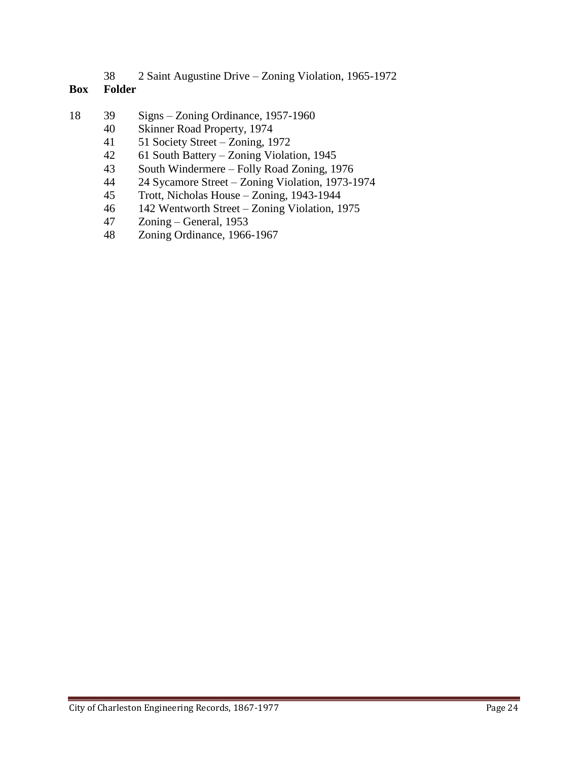| | | |
|---|---|---|
| | 38 | 2 Saint Augustine Drive – Zoning Violation, 1965-1972 |

| **Box** | **Folder** | |
|---|---|---|
| 18 | 39 | Signs – Zoning Ordinance, 1957-1960 |
| | 40 | Skinner Road Property, 1974 |
| | 41 | 51 Society Street – Zoning, 1972 |
| | 42 | 61 South Battery – Zoning Violation, 1945 |
| | 43 | South Windermere – Folly Road Zoning, 1976 |
| | 44 | 24 Sycamore Street – Zoning Violation, 1973-1974 |
| | 45 | Trott, Nicholas House – Zoning, 1943-1944 |
| | 46 | 142 Wentworth Street – Zoning Violation, 1975 |
| | 47 | Zoning – General, 1953 |
| | 48 | Zoning Ordinance, 1966-1967 |